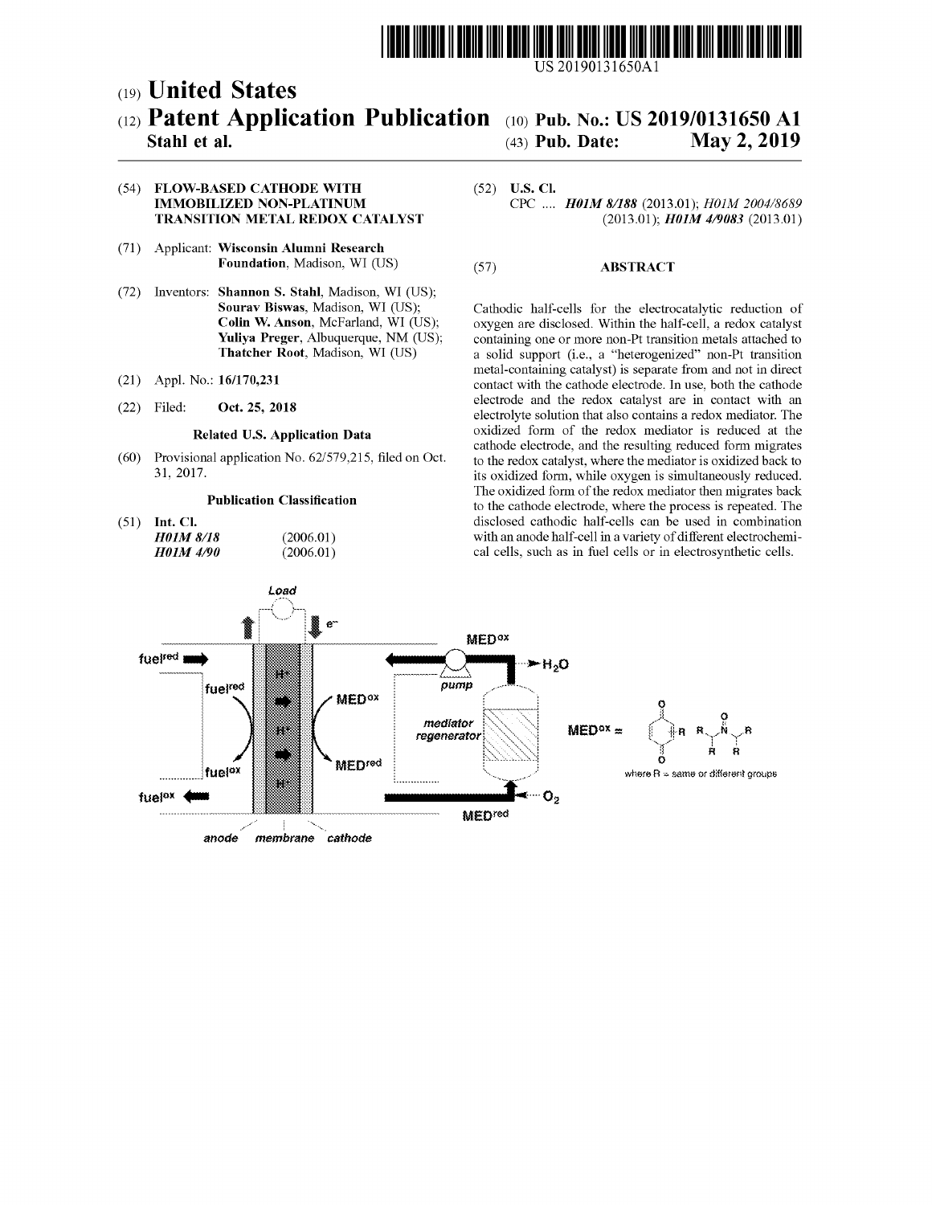US 20190131650A1

(19) **United States**

(12) **Patent Application Publication** (10) **Pub. No.: US 2019/0131650 A1**

**Stahl et al.** (43) **Pub. Date: May 2, 2019**

(54) **FLOW-BASED CATHODE WITH IMMOBILIZED NON-PLATINUM TRANSITION METAL REDOX CATALYST**

(71) Applicant: **Wisconsin Alumni Research Foundation**, Madison, WI (US)

(72) Inventors: **Shannon S. Stahl**, Madison, WI (US); **Sourav Biswas**, Madison, WI (US); **Colin W. Anson**, McFarland, WI (US); **Yuliya Preger**, Albuquerque, NM (US); **Thatcher Root**, Madison, WI (US)

(21) Appl. No.: **16/170,231**

(22) Filed: **Oct. 25, 2018**

**Related U.S. Application Data**

(60) Provisional application No. 62/579,215, filed on Oct. 31, 2017.

**Publication Classification**

(51) **Int. Cl.**

*H01M 8/18* (2006.01)

*H01M 4/90* (2006.01)

(52) **U.S. Cl.**

CPC .... ***H01M 8/188*** (2013.01); *H01M 2004/8689* (2013.01); ***H01M 4/9083*** (2013.01)

(57) **ABSTRACT**

Cathodic half-cells for the electrocatalytic reduction of oxygen are disclosed. Within the half-cell, a redox catalyst containing one or more non-Pt transition metals attached to a solid support (i.e., a "heterogenized" non-Pt transition metal-containing catalyst) is separate from and not in direct contact with the cathode electrode. In use, both the cathode electrode and the redox catalyst are in contact with an electrolyte solution that also contains a redox mediator. The oxidized form of the redox mediator is reduced at the cathode electrode, and the resulting reduced form migrates to the redox catalyst, where the mediator is oxidized back to its oxidized form, while oxygen is simultaneously reduced. The oxidized form of the redox mediator then migrates back to the cathode electrode, where the process is repeated. The disclosed cathodic half-cells can be used in combination with an anode half-cell in a variety of different electrochemical cells, such as in fuel cells or in electrosynthetic cells.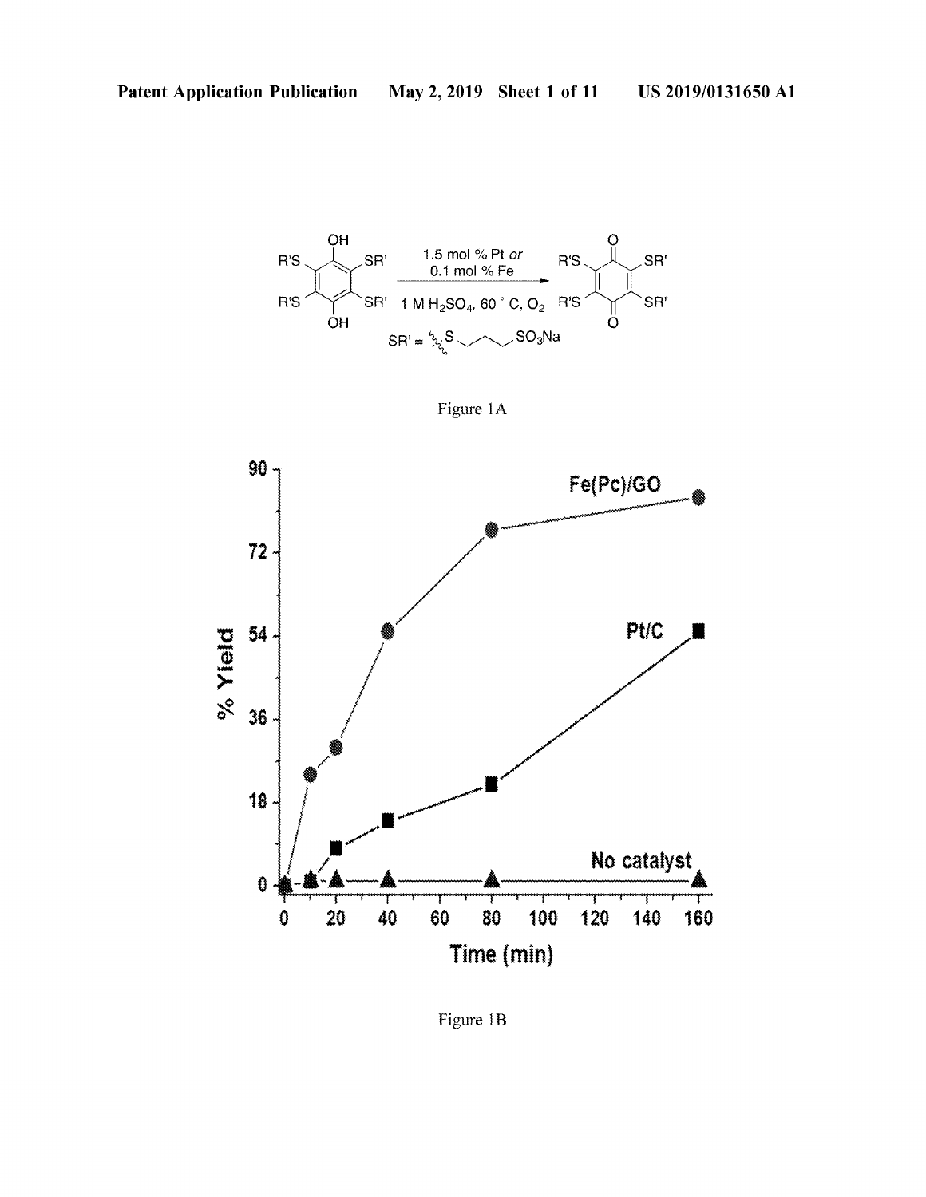Figure 1A

Figure 1B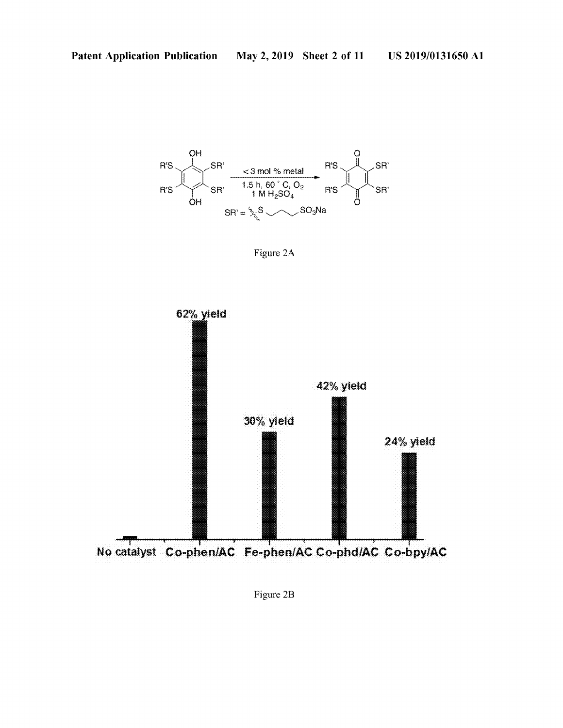Figure 2A

Figure 2B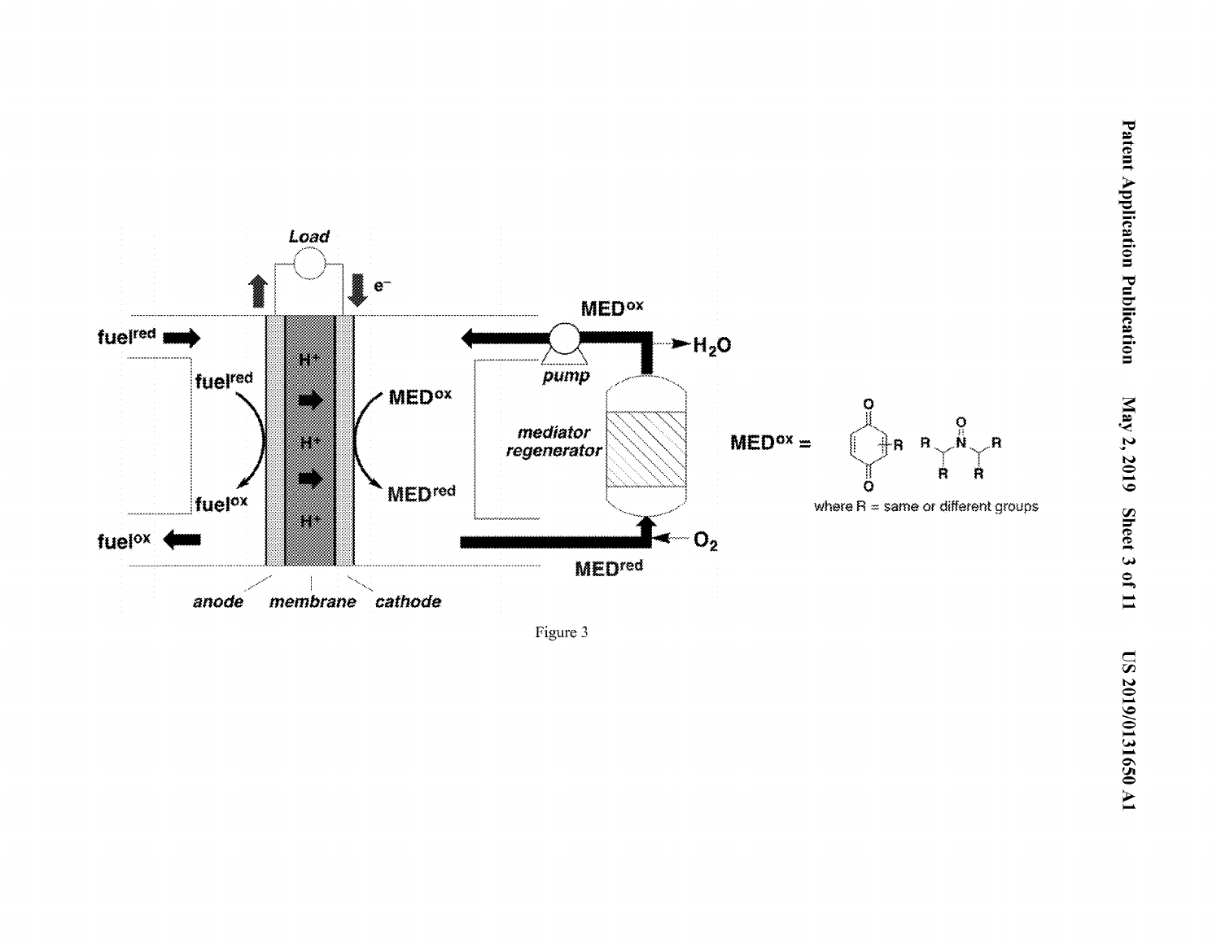Figure 3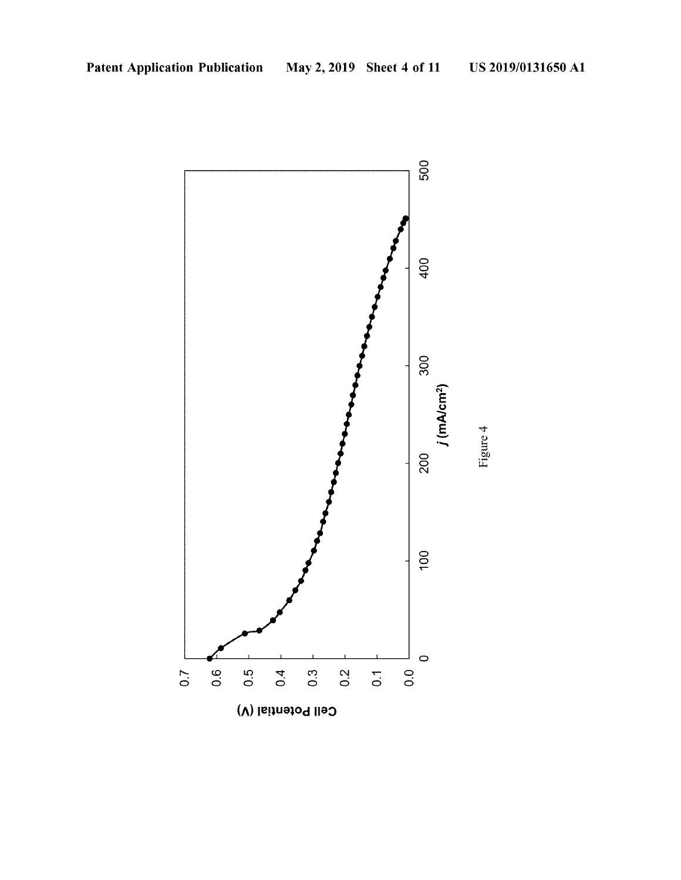Figure 4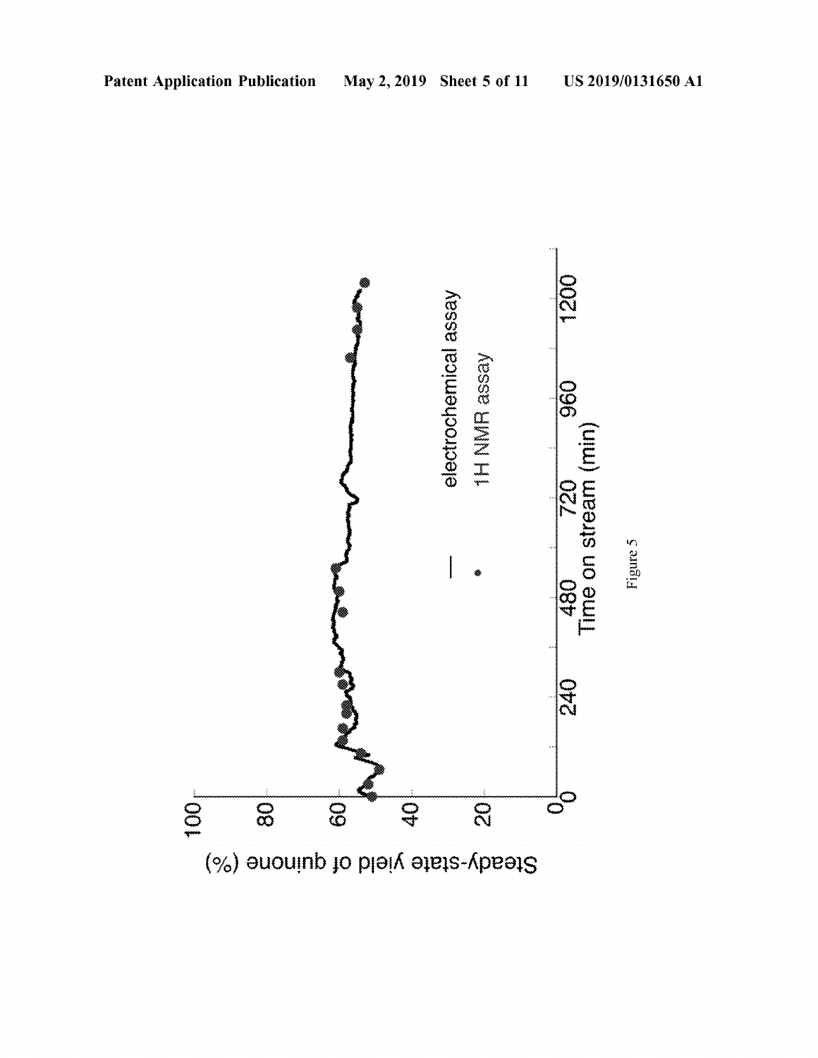Figure 5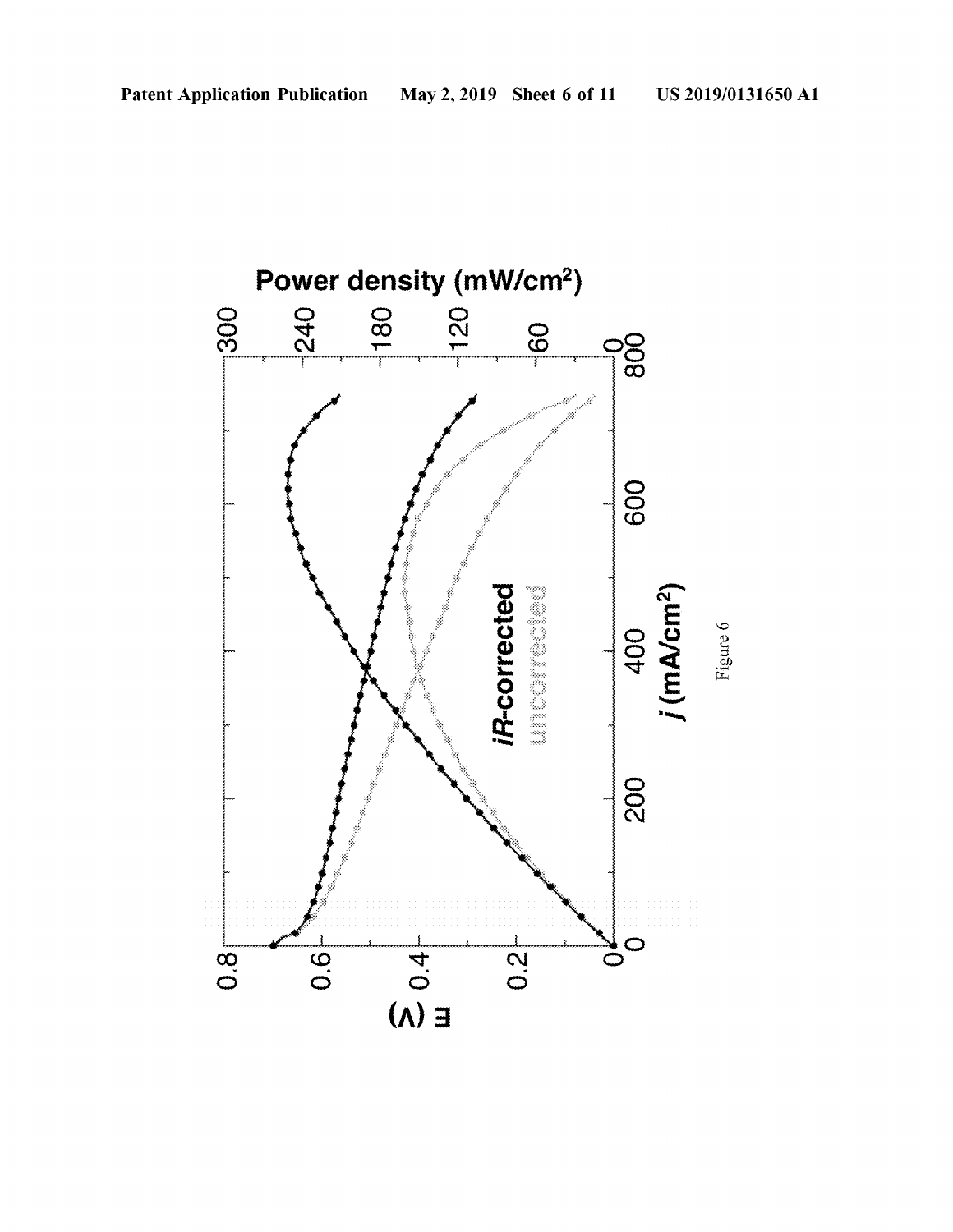Figure 6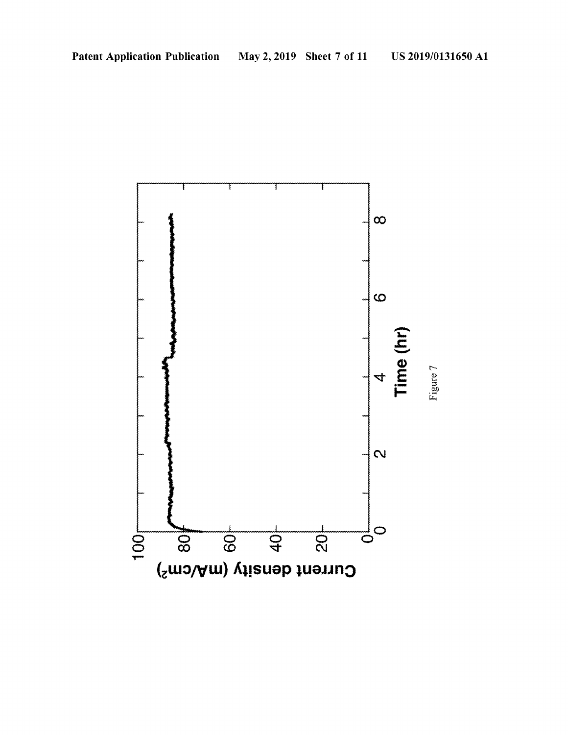Figure 7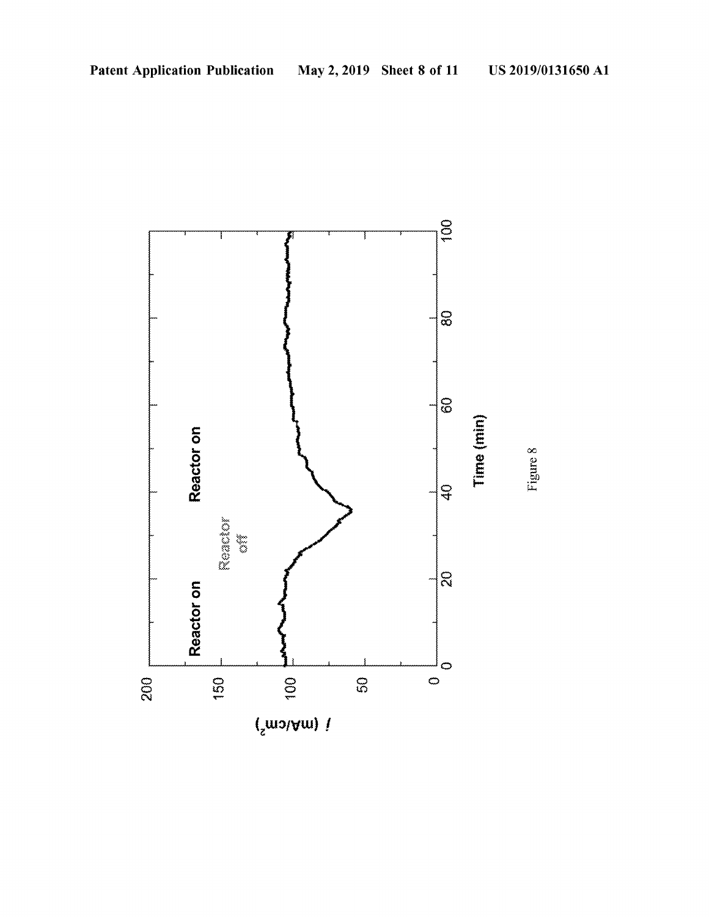Reactor on

Reactor off

Reactor on

$j$ (mA/cm$^2$)

200

150

100

50

0

0

20

40

60

80

100

Time (min)

Figure 8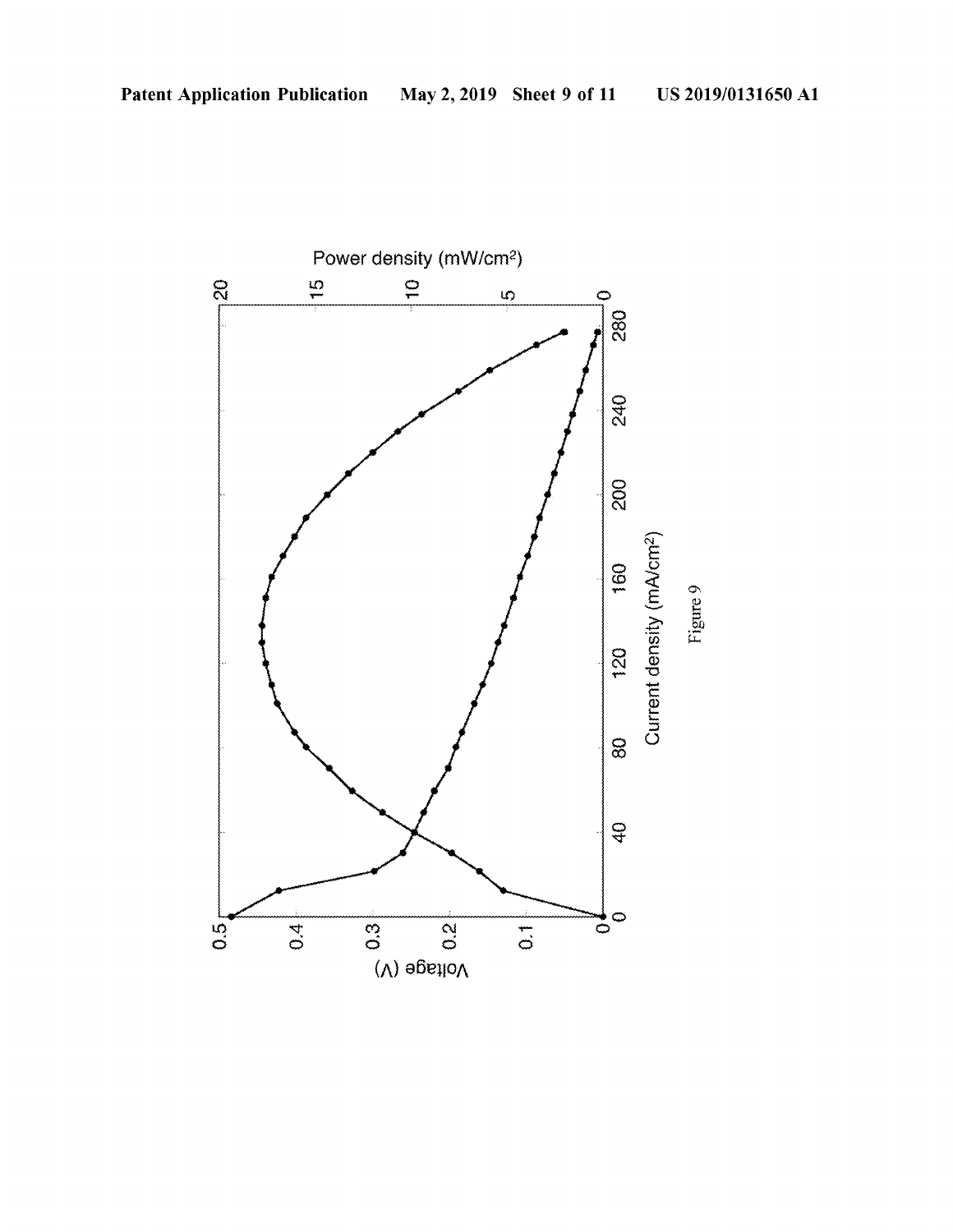Figure 9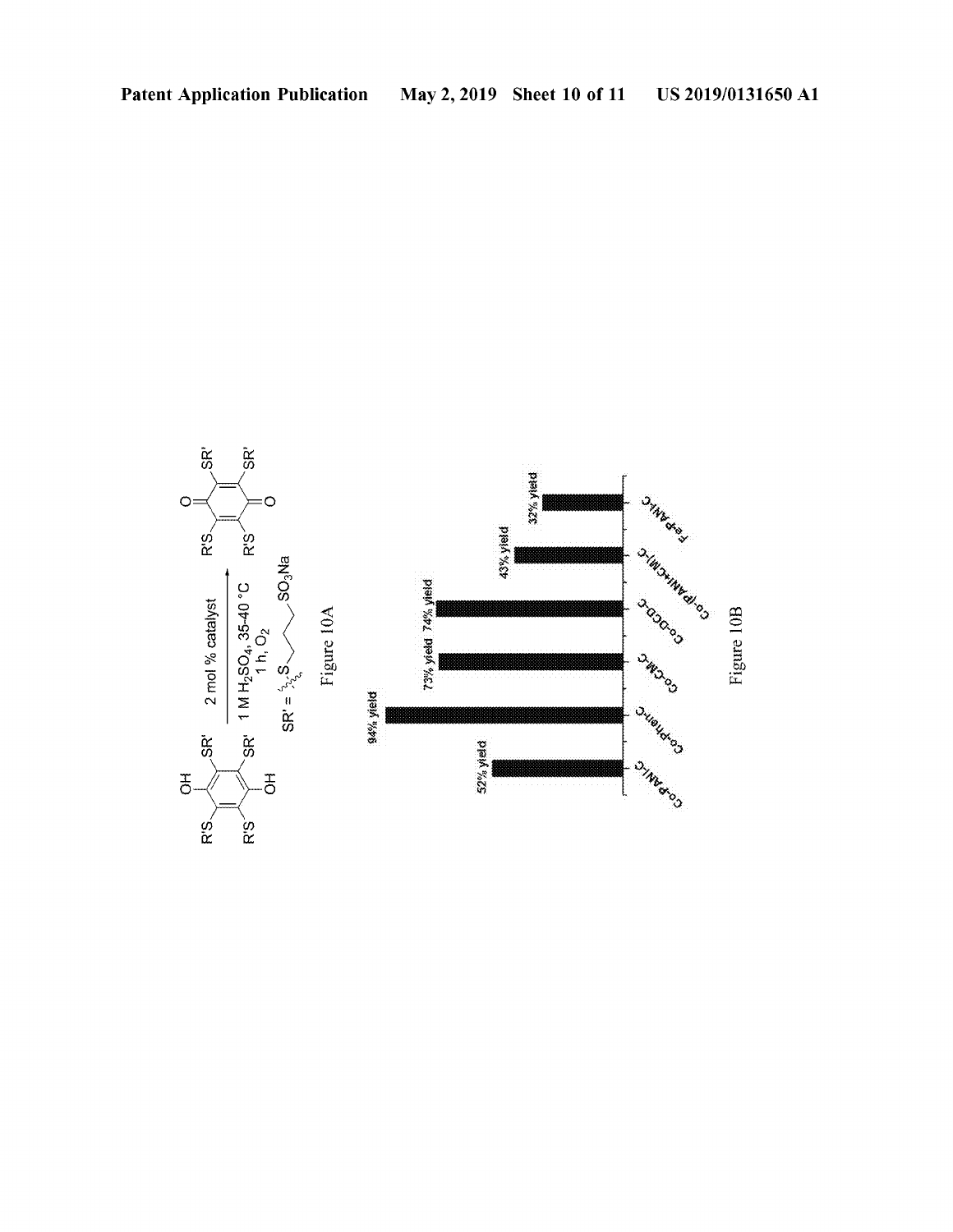2 mol % catalyst

1 M $H_2SO_4$, 35-40 °C

1 h, $O_2$

SR' = S–CH₂CH₂CH₂–$SO_3Na$

Figure 10A

| Catalyst | Yield |
| --- | --- |
| Co-PANI-C | 52% yield |
| Co-Phen-C | 94% yield |
| Co-CM-C | 73% yield |
| Co-DCD-C | 74% yield |
| Co-(PANI+CM)-C | 43% yield |
| Fe-PANI-C | 32% yield |

Figure 10B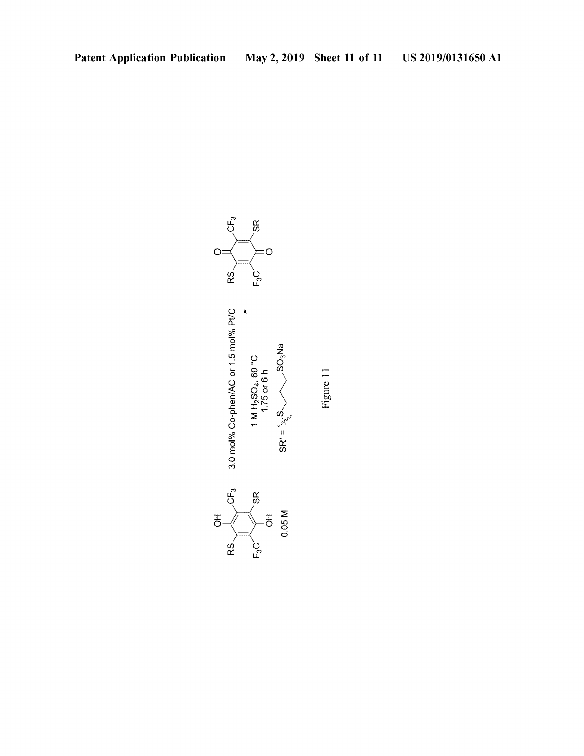RS, $CF_3$, SR, $F_3C$, OH, OH

0.05 M

3.0 mol% Co-phen/AC or 1.5 mol% Pt/C

1 M $H_2SO_4$, 60 °C

1.75 or 6 h

SR' = S–$(CH_2)_3$–$SO_3Na$

RS, $CF_3$, SR, $F_3C$, O, O

Figure 11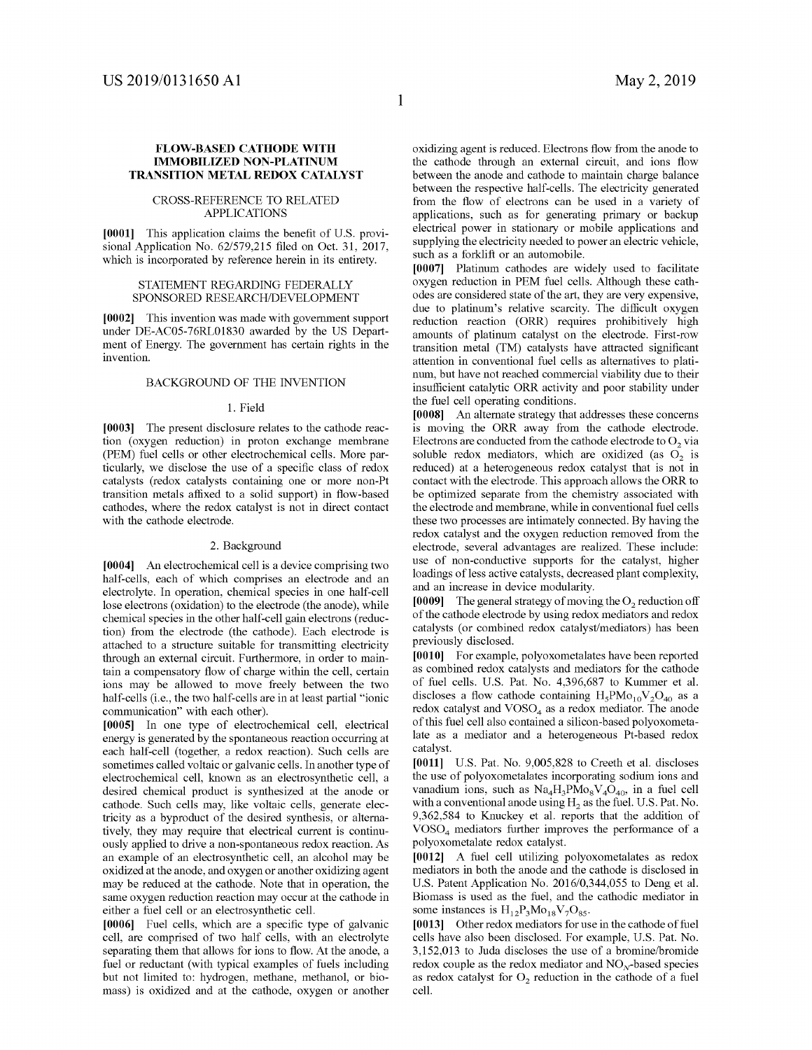# FLOW-BASED CATHODE WITH IMMOBILIZED NON-PLATINUM TRANSITION METAL REDOX CATALYST

## CROSS-REFERENCE TO RELATED APPLICATIONS

**[0001]** This application claims the benefit of U.S. provisional Application No. 62/579,215 filed on Oct. 31, 2017, which is incorporated by reference herein in its entirety.

## STATEMENT REGARDING FEDERALLY SPONSORED RESEARCH/DEVELOPMENT

**[0002]** This invention was made with government support under DE-AC05-76RL01830 awarded by the US Department of Energy. The government has certain rights in the invention.

## BACKGROUND OF THE INVENTION

### 1. Field

**[0003]** The present disclosure relates to the cathode reaction (oxygen reduction) in proton exchange membrane (PEM) fuel cells or other electrochemical cells. More particularly, we disclose the use of a specific class of redox catalysts (redox catalysts containing one or more non-Pt transition metals affixed to a solid support) in flow-based cathodes, where the redox catalyst is not in direct contact with the cathode electrode.

### 2. Background

**[0004]** An electrochemical cell is a device comprising two half-cells, each of which comprises an electrode and an electrolyte. In operation, chemical species in one half-cell lose electrons (oxidation) to the electrode (the anode), while chemical species in the other half-cell gain electrons (reduction) from the electrode (the cathode). Each electrode is attached to a structure suitable for transmitting electricity through an external circuit. Furthermore, in order to maintain a compensatory flow of charge within the cell, certain ions may be allowed to move freely between the two half-cells (i.e., the two half-cells are in at least partial "ionic communication" with each other).

**[0005]** In one type of electrochemical cell, electrical energy is generated by the spontaneous reaction occurring at each half-cell (together, a redox reaction). Such cells are sometimes called voltaic or galvanic cells. In another type of electrochemical cell, known as an electrosynthetic cell, a desired chemical product is synthesized at the anode or cathode. Such cells may, like voltaic cells, generate electricity as a byproduct of the desired synthesis, or alternatively, they may require that electrical current is continuously applied to drive a non-spontaneous redox reaction. As an example of an electrosynthetic cell, an alcohol may be oxidized at the anode, and oxygen or another oxidizing agent may be reduced at the cathode. Note that in operation, the same oxygen reduction reaction may occur at the cathode in either a fuel cell or an electrosynthetic cell.

**[0006]** Fuel cells, which are a specific type of galvanic cell, are comprised of two half cells, with an electrolyte separating them that allows for ions to flow. At the anode, a fuel or reductant (with typical examples of fuels including but not limited to: hydrogen, methane, methanol, or biomass) is oxidized and at the cathode, oxygen or another oxidizing agent is reduced. Electrons flow from the anode to the cathode through an external circuit, and ions flow between the anode and cathode to maintain charge balance between the respective half-cells. The electricity generated from the flow of electrons can be used in a variety of applications, such as for generating primary or backup electrical power in stationary or mobile applications and supplying the electricity needed to power an electric vehicle, such as a forklift or an automobile.

**[0007]** Platinum cathodes are widely used to facilitate oxygen reduction in PEM fuel cells. Although these cathodes are considered state of the art, they are very expensive, due to platinum's relative scarcity. The difficult oxygen reduction reaction (ORR) requires prohibitively high amounts of platinum catalyst on the electrode. First-row transition metal (TM) catalysts have attracted significant attention in conventional fuel cells as alternatives to platinum, but have not reached commercial viability due to their insufficient catalytic ORR activity and poor stability under the fuel cell operating conditions.

**[0008]** An alternate strategy that addresses these concerns is moving the ORR away from the cathode electrode. Electrons are conducted from the cathode electrode to $O_2$ via soluble redox mediators, which are oxidized (as $O_2$ is reduced) at a heterogeneous redox catalyst that is not in contact with the electrode. This approach allows the ORR to be optimized separate from the chemistry associated with the electrode and membrane, while in conventional fuel cells these two processes are intimately connected. By having the redox catalyst and the oxygen reduction removed from the electrode, several advantages are realized. These include: use of non-conductive supports for the catalyst, higher loadings of less active catalysts, decreased plant complexity, and an increase in device modularity.

**[0009]** The general strategy of moving the $O_2$ reduction off of the cathode electrode by using redox mediators and redox catalysts (or combined redox catalyst/mediators) has been previously disclosed.

**[0010]** For example, polyoxometalates have been reported as combined redox catalysts and mediators for the cathode of fuel cells. U.S. Pat. No. 4,396,687 to Kummer et al. discloses a flow cathode containing $H_5PMo_{10}V_2O_{40}$ as a redox catalyst and $VOSO_4$ as a redox mediator. The anode of this fuel cell also contained a silicon-based polyoxometalate as a mediator and a heterogeneous Pt-based redox catalyst.

**[0011]** U.S. Pat. No. 9,005,828 to Creeth et al. discloses the use of polyoxometalates incorporating sodium ions and vanadium ions, such as $Na_4H_3PMo_8V_4O_{40}$, in a fuel cell with a conventional anode using $H_2$ as the fuel. U.S. Pat. No. 9,362,584 to Knuckey et al. reports that the addition of $VOSO_4$ mediators further improves the performance of a polyoxometalate redox catalyst.

**[0012]** A fuel cell utilizing polyoxometalates as redox mediators in both the anode and the cathode is disclosed in U.S. Patent Application No. 2016/0,344,055 to Deng et al. Biomass is used as the fuel, and the cathodic mediator in some instances is $H_{12}P_3Mo_{18}V_7O_{85}$.

**[0013]** Other redox mediators for use in the cathode of fuel cells have also been disclosed. For example, U.S. Pat. No. 3,152,013 to Juda discloses the use of a bromine/bromide redox couple as the redox mediator and $NO_X$-based species as redox catalyst for $O_2$ reduction in the cathode of a fuel cell.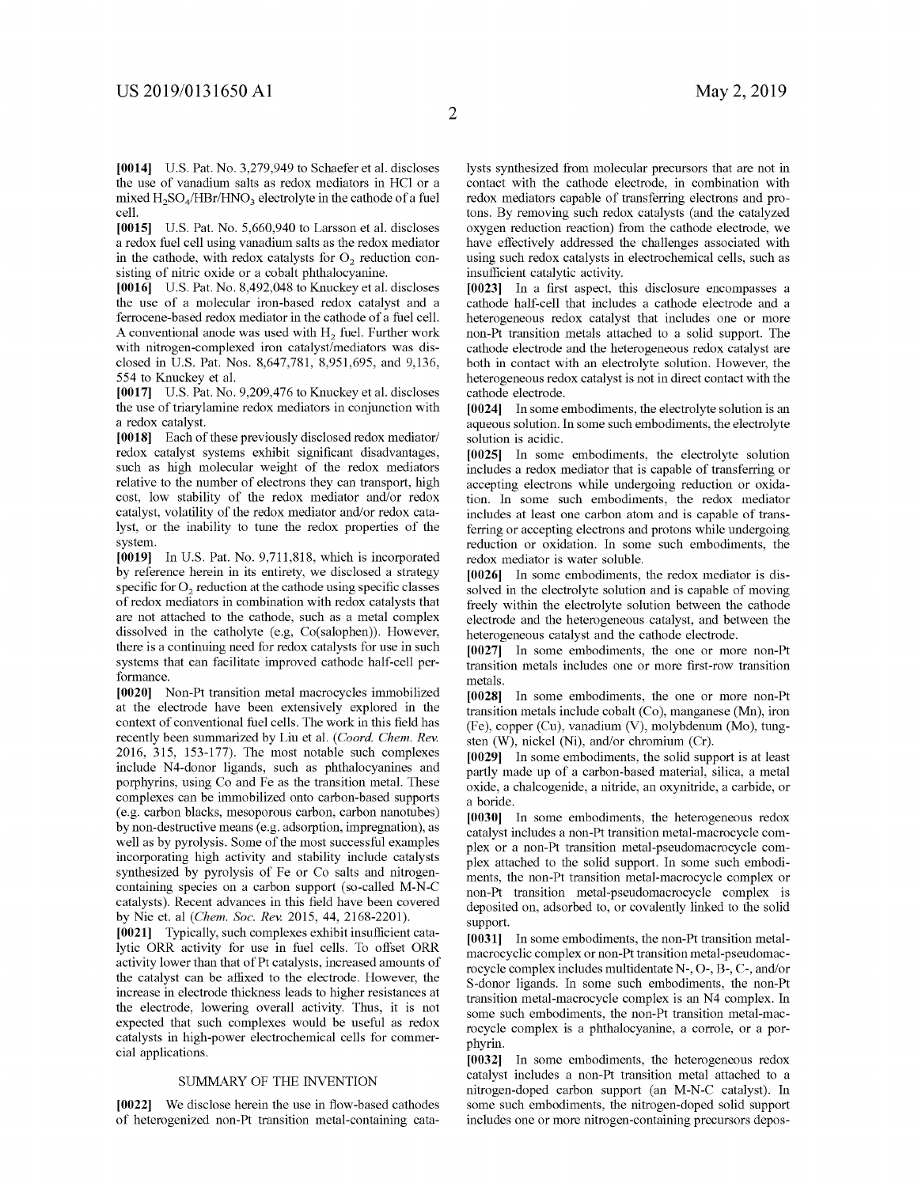**[0014]** U.S. Pat. No. 3,279,949 to Schaefer et al. discloses the use of vanadium salts as redox mediators in HCl or a mixed $H_2SO_4$/HBr/$HNO_3$ electrolyte in the cathode of a fuel cell.

**[0015]** U.S. Pat. No. 5,660,940 to Larsson et al. discloses a redox fuel cell using vanadium salts as the redox mediator in the cathode, with redox catalysts for $O_2$ reduction consisting of nitric oxide or a cobalt phthalocyanine.

**[0016]** U.S. Pat. No. 8,492,048 to Knuckey et al. discloses the use of a molecular iron-based redox catalyst and a ferrocene-based redox mediator in the cathode of a fuel cell. A conventional anode was used with $H_2$ fuel. Further work with nitrogen-complexed iron catalyst/mediators was disclosed in U.S. Pat. Nos. 8,647,781, 8,951,695, and 9,136,554 to Knuckey et al.

**[0017]** U.S. Pat. No. 9,209,476 to Knuckey et al. discloses the use of triarylamine redox mediators in conjunction with a redox catalyst.

**[0018]** Each of these previously disclosed redox mediator/redox catalyst systems exhibit significant disadvantages, such as high molecular weight of the redox mediators relative to the number of electrons they can transport, high cost, low stability of the redox mediator and/or redox catalyst, volatility of the redox mediator and/or redox catalyst, or the inability to tune the redox properties of the system.

**[0019]** In U.S. Pat. No. 9,711,818, which is incorporated by reference herein in its entirety, we disclosed a strategy specific for $O_2$ reduction at the cathode using specific classes of redox mediators in combination with redox catalysts that are not attached to the cathode, such as a metal complex dissolved in the catholyte (e.g, Co(salophen)). However, there is a continuing need for redox catalysts for use in such systems that can facilitate improved cathode half-cell performance.

**[0020]** Non-Pt transition metal macrocycles immobilized at the electrode have been extensively explored in the context of conventional fuel cells. The work in this field has recently been summarized by Liu et al. (*Coord. Chem. Rev.* 2016, 315, 153-177). The most notable such complexes include N4-donor ligands, such as phthalocyanines and porphyrins, using Co and Fe as the transition metal. These complexes can be immobilized onto carbon-based supports (e.g. carbon blacks, mesoporous carbon, carbon nanotubes) by non-destructive means (e.g. adsorption, impregnation), as well as by pyrolysis. Some of the most successful examples incorporating high activity and stability include catalysts synthesized by pyrolysis of Fe or Co salts and nitrogen-containing species on a carbon support (so-called M-N-C catalysts). Recent advances in this field have been covered by Nie et. al (*Chem. Soc. Rev.* 2015, 44, 2168-2201).

**[0021]** Typically, such complexes exhibit insufficient catalytic ORR activity for use in fuel cells. To offset ORR activity lower than that of Pt catalysts, increased amounts of the catalyst can be affixed to the electrode. However, the increase in electrode thickness leads to higher resistances at the electrode, lowering overall activity. Thus, it is not expected that such complexes would be useful as redox catalysts in high-power electrochemical cells for commercial applications.

## SUMMARY OF THE INVENTION

**[0022]** We disclose herein the use in flow-based cathodes of heterogenized non-Pt transition metal-containing catalysts synthesized from molecular precursors that are not in contact with the cathode electrode, in combination with redox mediators capable of transferring electrons and protons. By removing such redox catalysts (and the catalyzed oxygen reduction reaction) from the cathode electrode, we have effectively addressed the challenges associated with using such redox catalysts in electrochemical cells, such as insufficient catalytic activity.

**[0023]** In a first aspect, this disclosure encompasses a cathode half-cell that includes a cathode electrode and a heterogeneous redox catalyst that includes one or more non-Pt transition metals attached to a solid support. The cathode electrode and the heterogeneous redox catalyst are both in contact with an electrolyte solution. However, the heterogeneous redox catalyst is not in direct contact with the cathode electrode.

**[0024]** In some embodiments, the electrolyte solution is an aqueous solution. In some such embodiments, the electrolyte solution is acidic.

**[0025]** In some embodiments, the electrolyte solution includes a redox mediator that is capable of transferring or accepting electrons while undergoing reduction or oxidation. In some such embodiments, the redox mediator includes at least one carbon atom and is capable of transferring or accepting electrons and protons while undergoing reduction or oxidation. In some such embodiments, the redox mediator is water soluble.

**[0026]** In some embodiments, the redox mediator is dissolved in the electrolyte solution and is capable of moving freely within the electrolyte solution between the cathode electrode and the heterogeneous catalyst, and between the heterogeneous catalyst and the cathode electrode.

**[0027]** In some embodiments, the one or more non-Pt transition metals includes one or more first-row transition metals.

**[0028]** In some embodiments, the one or more non-Pt transition metals include cobalt (Co), manganese (Mn), iron (Fe), copper (Cu), vanadium (V), molybdenum (Mo), tungsten (W), nickel (Ni), and/or chromium (Cr).

**[0029]** In some embodiments, the solid support is at least partly made up of a carbon-based material, silica, a metal oxide, a chalcogenide, a nitride, an oxynitride, a carbide, or a boride.

**[0030]** In some embodiments, the heterogeneous redox catalyst includes a non-Pt transition metal-macrocycle complex or a non-Pt transition metal-pseudomacrocycle complex attached to the solid support. In some such embodiments, the non-Pt transition metal-macrocycle complex or non-Pt transition metal-pseudomacrocycle complex is deposited on, adsorbed to, or covalently linked to the solid support.

**[0031]** In some embodiments, the non-Pt transition metal-macrocyclic complex or non-Pt transition metal-pseudomacrocycle complex includes multidentate N-, O-, B-, C-, and/or S-donor ligands. In some such embodiments, the non-Pt transition metal-macrocycle complex is an N4 complex. In some such embodiments, the non-Pt transition metal-macrocycle complex is a phthalocyanine, a corrole, or a porphyrin.

**[0032]** In some embodiments, the heterogeneous redox catalyst includes a non-Pt transition metal attached to a nitrogen-doped carbon support (an M-N-C catalyst). In some such embodiments, the nitrogen-doped solid support includes one or more nitrogen-containing precursors depos-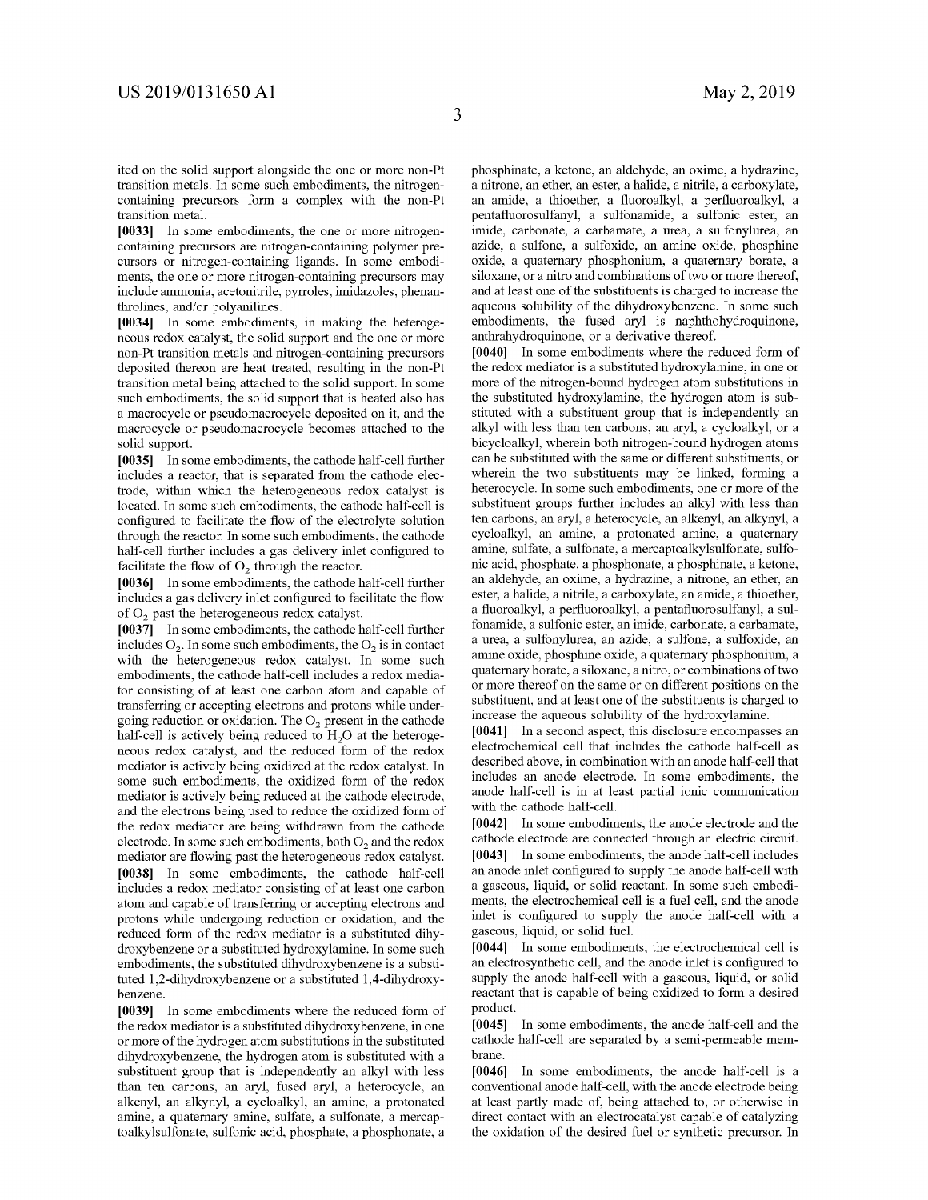ited on the solid support alongside the one or more non-Pt transition metals. In some such embodiments, the nitrogen-containing precursors form a complex with the non-Pt transition metal.

**[0033]** In some embodiments, the one or more nitrogen-containing precursors are nitrogen-containing polymer precursors or nitrogen-containing ligands. In some embodiments, the one or more nitrogen-containing precursors may include ammonia, acetonitrile, pyrroles, imidazoles, phenanthrolines, and/or polyanilines.

**[0034]** In some embodiments, in making the heterogeneous redox catalyst, the solid support and the one or more non-Pt transition metals and nitrogen-containing precursors deposited thereon are heat treated, resulting in the non-Pt transition metal being attached to the solid support. In some such embodiments, the solid support that is heated also has a macrocycle or pseudomacrocycle deposited on it, and the macrocycle or pseudomacrocycle becomes attached to the solid support.

**[0035]** In some embodiments, the cathode half-cell further includes a reactor, that is separated from the cathode electrode, within which the heterogeneous redox catalyst is located. In some such embodiments, the cathode half-cell is configured to facilitate the flow of the electrolyte solution through the reactor. In some such embodiments, the cathode half-cell further includes a gas delivery inlet configured to facilitate the flow of $O_2$ through the reactor.

**[0036]** In some embodiments, the cathode half-cell further includes a gas delivery inlet configured to facilitate the flow of $O_2$ past the heterogeneous redox catalyst.

**[0037]** In some embodiments, the cathode half-cell further includes $O_2$. In some such embodiments, the $O_2$ is in contact with the heterogeneous redox catalyst. In some such embodiments, the cathode half-cell includes a redox mediator consisting of at least one carbon atom and capable of transferring or accepting electrons and protons while undergoing reduction or oxidation. The $O_2$ present in the cathode half-cell is actively being reduced to $H_2O$ at the heterogeneous redox catalyst, and the reduced form of the redox mediator is actively being oxidized at the redox catalyst. In some such embodiments, the oxidized form of the redox mediator is actively being reduced at the cathode electrode, and the electrons being used to reduce the oxidized form of the redox mediator are being withdrawn from the cathode electrode. In some such embodiments, both $O_2$ and the redox mediator are flowing past the heterogeneous redox catalyst.

**[0038]** In some embodiments, the cathode half-cell includes a redox mediator consisting of at least one carbon atom and capable of transferring or accepting electrons and protons while undergoing reduction or oxidation, and the reduced form of the redox mediator is a substituted dihydroxybenzene or a substituted hydroxylamine. In some such embodiments, the substituted dihydroxybenzene is a substituted 1,2-dihydroxybenzene or a substituted 1,4-dihydroxybenzene.

**[0039]** In some embodiments where the reduced form of the redox mediator is a substituted dihydroxybenzene, in one or more of the hydrogen atom substitutions in the substituted dihydroxybenzene, the hydrogen atom is substituted with a substituent group that is independently an alkyl with less than ten carbons, an aryl, fused aryl, a heterocycle, an alkenyl, an alkynyl, a cycloalkyl, an amine, a protonated amine, a quaternary amine, sulfate, a sulfonate, a mercaptoalkylsulfonate, sulfonic acid, phosphate, a phosphonate, a phosphinate, a ketone, an aldehyde, an oxime, a hydrazine, a nitrone, an ether, an ester, a halide, a nitrile, a carboxylate, an amide, a thioether, a fluoroalkyl, a perfluoroalkyl, a pentafluorosulfanyl, a sulfonamide, a sulfonic ester, an imide, carbonate, a carbamate, a urea, a sulfonylurea, an azide, a sulfone, a sulfoxide, an amine oxide, phosphine oxide, a quaternary phosphonium, a quaternary borate, a siloxane, or a nitro and combinations of two or more thereof, and at least one of the substituents is charged to increase the aqueous solubility of the dihydroxybenzene. In some such embodiments, the fused aryl is naphthohydroquinone, anthrahydroquinone, or a derivative thereof.

**[0040]** In some embodiments where the reduced form of the redox mediator is a substituted hydroxylamine, in one or more of the nitrogen-bound hydrogen atom substitutions in the substituted hydroxylamine, the hydrogen atom is substituted with a substituent group that is independently an alkyl with less than ten carbons, an aryl, a cycloalkyl, or a bicycloalkyl, wherein both nitrogen-bound hydrogen atoms can be substituted with the same or different substituents, or wherein the two substituents may be linked, forming a heterocycle. In some such embodiments, one or more of the substituent groups further includes an alkyl with less than ten carbons, an aryl, a heterocycle, an alkenyl, an alkynyl, a cycloalkyl, an amine, a protonated amine, a quaternary amine, sulfate, a sulfonate, a mercaptoalkylsulfonate, sulfonic acid, phosphate, a phosphonate, a phosphinate, a ketone, an aldehyde, an oxime, a hydrazine, a nitrone, an ether, an ester, a halide, a nitrile, a carboxylate, an amide, a thioether, a fluoroalkyl, a perfluoroalkyl, a pentafluorosulfanyl, a sulfonamide, a sulfonic ester, an imide, carbonate, a carbamate, a urea, a sulfonylurea, an azide, a sulfone, a sulfoxide, an amine oxide, phosphine oxide, a quaternary phosphonium, a quaternary borate, a siloxane, a nitro, or combinations of two or more thereof on the same or on different positions on the substituent, and at least one of the substituents is charged to increase the aqueous solubility of the hydroxylamine.

**[0041]** In a second aspect, this disclosure encompasses an electrochemical cell that includes the cathode half-cell as described above, in combination with an anode half-cell that includes an anode electrode. In some embodiments, the anode half-cell is in at least partial ionic communication with the cathode half-cell.

**[0042]** In some embodiments, the anode electrode and the cathode electrode are connected through an electric circuit.

**[0043]** In some embodiments, the anode half-cell includes an anode inlet configured to supply the anode half-cell with a gaseous, liquid, or solid reactant. In some such embodiments, the electrochemical cell is a fuel cell, and the anode inlet is configured to supply the anode half-cell with a gaseous, liquid, or solid fuel.

**[0044]** In some embodiments, the electrochemical cell is an electrosynthetic cell, and the anode inlet is configured to supply the anode half-cell with a gaseous, liquid, or solid reactant that is capable of being oxidized to form a desired product.

**[0045]** In some embodiments, the anode half-cell and the cathode half-cell are separated by a semi-permeable membrane.

**[0046]** In some embodiments, the anode half-cell is a conventional anode half-cell, with the anode electrode being at least partly made of, being attached to, or otherwise in direct contact with an electrocatalyst capable of catalyzing the oxidation of the desired fuel or synthetic precursor. In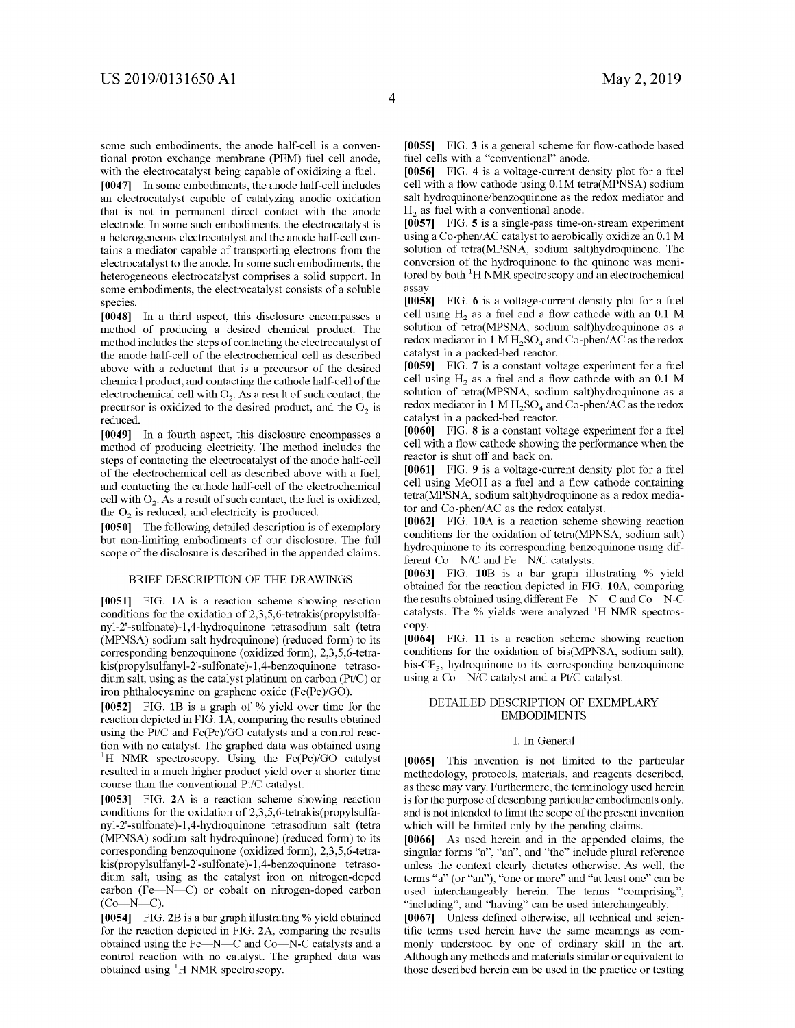some such embodiments, the anode half-cell is a conventional proton exchange membrane (PEM) fuel cell anode, with the electrocatalyst being capable of oxidizing a fuel.

**[0047]** In some embodiments, the anode half-cell includes an electrocatalyst capable of catalyzing anodic oxidation that is not in permanent direct contact with the anode electrode. In some such embodiments, the electrocatalyst is a heterogeneous electrocatalyst and the anode half-cell contains a mediator capable of transporting electrons from the electrocatalyst to the anode. In some such embodiments, the heterogeneous electrocatalyst comprises a solid support. In some embodiments, the electrocatalyst consists of a soluble species.

**[0048]** In a third aspect, this disclosure encompasses a method of producing a desired chemical product. The method includes the steps of contacting the electrocatalyst of the anode half-cell of the electrochemical cell as described above with a reductant that is a precursor of the desired chemical product, and contacting the cathode half-cell of the electrochemical cell with $O_2$. As a result of such contact, the precursor is oxidized to the desired product, and the $O_2$ is reduced.

**[0049]** In a fourth aspect, this disclosure encompasses a method of producing electricity. The method includes the steps of contacting the electrocatalyst of the anode half-cell of the electrochemical cell as described above with a fuel, and contacting the cathode half-cell of the electrochemical cell with $O_2$. As a result of such contact, the fuel is oxidized, the $O_2$ is reduced, and electricity is produced.

**[0050]** The following detailed description is of exemplary but non-limiting embodiments of our disclosure. The full scope of the disclosure is described in the appended claims.

## BRIEF DESCRIPTION OF THE DRAWINGS

**[0051]** FIG. **1A** is a reaction scheme showing reaction conditions for the oxidation of 2,3,5,6-tetrakis(propylsulfanyl-2'-sulfonate)-1,4-hydroquinone tetrasodium salt (tetra (MPNSA) sodium salt hydroquinone) (reduced form) to its corresponding benzoquinone (oxidized form), 2,3,5,6-tetrakis(propylsulfanyl-2'-sulfonate)-1,4-benzoquinone tetrasodium salt, using as the catalyst platinum on carbon (Pt/C) or iron phthalocyanine on graphene oxide (Fe(Pc)/GO).

**[0052]** FIG. **1B** is a graph of % yield over time for the reaction depicted in FIG. **1A**, comparing the results obtained using the Pt/C and Fe(Pc)/GO catalysts and a control reaction with no catalyst. The graphed data was obtained using $^1H$ NMR spectroscopy. Using the Fe(Pc)/GO catalyst resulted in a much higher product yield over a shorter time course than the conventional Pt/C catalyst.

**[0053]** FIG. **2A** is a reaction scheme showing reaction conditions for the oxidation of 2,3,5,6-tetrakis(propylsulfanyl-2'-sulfonate)-1,4-hydroquinone tetrasodium salt (tetra (MPNSA) sodium salt hydroquinone) (reduced form) to its corresponding benzoquinone (oxidized form), 2,3,5,6-tetrakis(propylsulfanyl-2'-sulfonate)-1,4-benzoquinone tetrasodium salt, using as the catalyst iron on nitrogen-doped carbon (Fe—N—C) or cobalt on nitrogen-doped carbon (Co—N—C).

**[0054]** FIG. **2B** is a bar graph illustrating % yield obtained for the reaction depicted in FIG. **2A**, comparing the results obtained using the Fe—N—C and Co—N-C catalysts and a control reaction with no catalyst. The graphed data was obtained using $^1H$ NMR spectroscopy.

**[0055]** FIG. **3** is a general scheme for flow-cathode based fuel cells with a "conventional" anode.

**[0056]** FIG. **4** is a voltage-current density plot for a fuel cell with a flow cathode using 0.1M tetra(MPNSA) sodium salt hydroquinone/benzoquinone as the redox mediator and $H_2$ as fuel with a conventional anode.

**[0057]** FIG. **5** is a single-pass time-on-stream experiment using a Co-phen/AC catalyst to aerobically oxidize an 0.1 M solution of tetra(MPSNA, sodium salt)hydroquinone. The conversion of the hydroquinone to the quinone was monitored by both $^1H$ NMR spectroscopy and an electrochemical assay.

**[0058]** FIG. **6** is a voltage-current density plot for a fuel cell using $H_2$ as a fuel and a flow cathode with an 0.1 M solution of tetra(MPSNA, sodium salt)hydroquinone as a redox mediator in 1 M $H_2SO_4$ and Co-phen/AC as the redox catalyst in a packed-bed reactor.

**[0059]** FIG. **7** is a constant voltage experiment for a fuel cell using $H_2$ as a fuel and a flow cathode with an 0.1 M solution of tetra(MPSNA, sodium salt)hydroquinone as a redox mediator in 1 M $H_2SO_4$ and Co-phen/AC as the redox catalyst in a packed-bed reactor.

**[0060]** FIG. **8** is a constant voltage experiment for a fuel cell with a flow cathode showing the performance when the reactor is shut off and back on.

**[0061]** FIG. **9** is a voltage-current density plot for a fuel cell using MeOH as a fuel and a flow cathode containing tetra(MPSNA, sodium salt)hydroquinone as a redox mediator and Co-phen/AC as the redox catalyst.

**[0062]** FIG. **10A** is a reaction scheme showing reaction conditions for the oxidation of tetra(MPSNA, sodium salt) hydroquinone to its corresponding benzoquinone using different Co—N/C and Fe—N/C catalysts.

**[0063]** FIG. **10B** is a bar graph illustrating % yield obtained for the reaction depicted in FIG. **10A**, comparing the results obtained using different Fe—N—C and Co—N-C catalysts. The % yields were analyzed $^1H$ NMR spectroscopy.

**[0064]** FIG. **11** is a reaction scheme showing reaction conditions for the oxidation of bis(MPNSA, sodium salt), bis-$CF_3$, hydroquinone to its corresponding benzoquinone using a Co—N/C catalyst and a Pt/C catalyst.

## DETAILED DESCRIPTION OF EXEMPLARY EMBODIMENTS

### I. In General

**[0065]** This invention is not limited to the particular methodology, protocols, materials, and reagents described, as these may vary. Furthermore, the terminology used herein is for the purpose of describing particular embodiments only, and is not intended to limit the scope of the present invention which will be limited only by the pending claims.

**[0066]** As used herein and in the appended claims, the singular forms "a", "an", and "the" include plural reference unless the context clearly dictates otherwise. As well, the terms "a" (or "an"), "one or more" and "at least one" can be used interchangeably herein. The terms "comprising", "including", and "having" can be used interchangeably.

**[0067]** Unless defined otherwise, all technical and scientific terms used herein have the same meanings as commonly understood by one of ordinary skill in the art. Although any methods and materials similar or equivalent to those described herein can be used in the practice or testing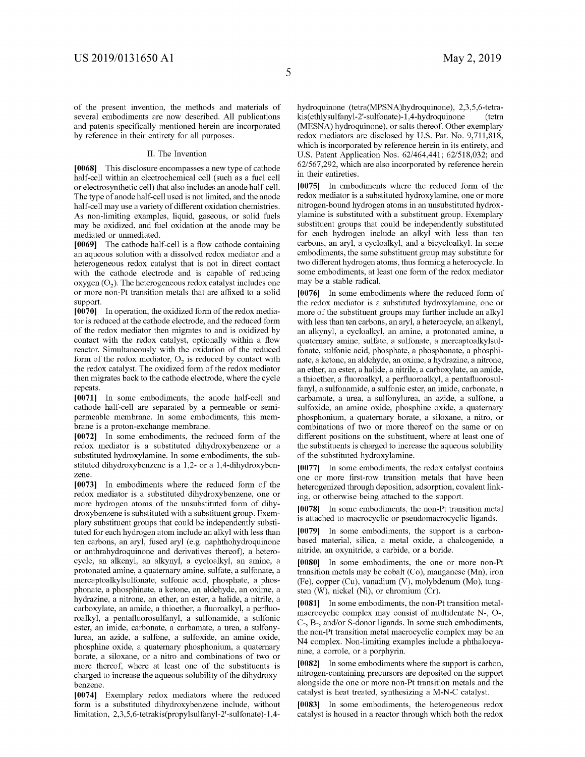of the present invention, the methods and materials of several embodiments are now described. All publications and patents specifically mentioned herein are incorporated by reference in their entirety for all purposes.

## II. The Invention

**[0068]** This disclosure encompasses a new type of cathode half-cell within an electrochemical cell (such as a fuel cell or electrosynthetic cell) that also includes an anode half-cell. The type of anode half-cell used is not limited, and the anode half-cell may use a variety of different oxidation chemistries. As non-limiting examples, liquid, gaseous, or solid fuels may be oxidized, and fuel oxidation at the anode may be mediated or unmediated.

**[0069]** The cathode half-cell is a flow cathode containing an aqueous solution with a dissolved redox mediator and a heterogeneous redox catalyst that is not in direct contact with the cathode electrode and is capable of reducing oxygen ($O_2$). The heterogeneous redox catalyst includes one or more non-Pt transition metals that are affixed to a solid support.

**[0070]** In operation, the oxidized form of the redox mediator is reduced at the cathode electrode, and the reduced form of the redox mediator then migrates to and is oxidized by contact with the redox catalyst, optionally within a flow reactor. Simultaneously with the oxidation of the reduced form of the redox mediator, $O_2$ is reduced by contact with the redox catalyst. The oxidized form of the redox mediator then migrates back to the cathode electrode, where the cycle repeats.

**[0071]** In some embodiments, the anode half-cell and cathode half-cell are separated by a permeable or semi-permeable membrane. In some embodiments, this membrane is a proton-exchange membrane.

**[0072]** In some embodiments, the reduced form of the redox mediator is a substituted dihydroxybenzene or a substituted hydroxylamine. In some embodiments, the substituted dihydroxybenzene is a 1,2- or a 1,4-dihydroxybenzene.

**[0073]** In embodiments where the reduced form of the redox mediator is a substituted dihydroxybenzene, one or more hydrogen atoms of the unsubstituted form of dihydroxybenzene is substituted with a substituent group. Exemplary substituent groups that could be independently substituted for each hydrogen atom include an alkyl with less than ten carbons, an aryl, fused aryl (e.g. naphthohydroquinone or anthrahydroquinone and derivatives thereof), a heterocycle, an alkenyl, an alkynyl, a cycloalkyl, an amine, a protonated amine, a quaternary amine, sulfate, a sulfonate, a mercaptoalkylsulfonate, sulfonic acid, phosphate, a phosphonate, a phosphinate, a ketone, an aldehyde, an oxime, a hydrazine, a nitrone, an ether, an ester, a halide, a nitrile, a carboxylate, an amide, a thioether, a fluoroalkyl, a perfluoroalkyl, a pentafluorosulfanyl, a sulfonamide, a sulfonic ester, an imide, carbonate, a carbamate, a urea, a sulfonylurea, an azide, a sulfone, a sulfoxide, an amine oxide, phosphine oxide, a quaternary phosphonium, a quaternary borate, a siloxane, or a nitro and combinations of two or more thereof, where at least one of the substituents is charged to increase the aqueous solubility of the dihydroxybenzene.

**[0074]** Exemplary redox mediators where the reduced form is a substituted dihydroxybenzene include, without limitation, 2,3,5,6-tetrakis(propylsulfanyl-2'-sulfonate)-1,4-hydroquinone (tetra(MPSNA)hydroquinone), 2,3,5,6-tetrakis(ethlysulfanyl-2'-sulfonate)-1,4-hydroquinone (tetra (MESNA) hydroquinone), or salts thereof. Other exemplary redox mediators are disclosed by U.S. Pat. No. 9,711,818, which is incorporated by reference herein in its entirety, and U.S. Patent Application Nos. 62/464,441; 62/518,032; and 62/567,292, which are also incorporated by reference herein in their entireties.

**[0075]** In embodiments where the reduced form of the redox mediator is a substituted hydroxylamine, one or more nitrogen-bound hydrogen atoms in an unsubstituted hydroxylamine is substituted with a substituent group. Exemplary substituent groups that could be independently substituted for each hydrogen include an alkyl with less than ten carbons, an aryl, a cycloalkyl, and a bicycloalkyl. In some embodiments, the same substituent group may substitute for two different hydrogen atoms, thus forming a heterocycle. In some embodiments, at least one form of the redox mediator may be a stable radical.

**[0076]** In some embodiments where the reduced form of the redox mediator is a substituted hydroxylamine, one or more of the substituent groups may further include an alkyl with less than ten carbons, an aryl, a heterocycle, an alkenyl, an alkynyl, a cycloalkyl, an amine, a protonated amine, a quaternary amine, sulfate, a sulfonate, a mercaptoalkylsulfonate, sulfonic acid, phosphate, a phosphonate, a phosphinate, a ketone, an aldehyde, an oxime, a hydrazine, a nitrone, an ether, an ester, a halide, a nitrile, a carboxylate, an amide, a thioether, a fluoroalkyl, a perfluoroalkyl, a pentafluorosulfanyl, a sulfonamide, a sulfonic ester, an imide, carbonate, a carbamate, a urea, a sulfonylurea, an azide, a sulfone, a sulfoxide, an amine oxide, phosphine oxide, a quaternary phosphonium, a quaternary borate, a siloxane, a nitro, or combinations of two or more thereof on the same or on different positions on the substituent, where at least one of the substituents is charged to increase the aqueous solubility of the substituted hydroxylamine.

**[0077]** In some embodiments, the redox catalyst contains one or more first-row transition metals that have been heterogenized through deposition, adsorption, covalent linking, or otherwise being attached to the support.

**[0078]** In some embodiments, the non-Pt transition metal is attached to macrocyclic or pseudomacrocyclic ligands.

**[0079]** In some embodiments, the support is a carbon-based material, silica, a metal oxide, a chalcogenide, a nitride, an oxynitride, a carbide, or a boride.

**[0080]** In some embodiments, the one or more non-Pt transition metals may be cobalt (Co), manganese (Mn), iron (Fe), copper (Cu), vanadium (V), molybdenum (Mo), tungsten (W), nickel (Ni), or chromium (Cr).

**[0081]** In some embodiments, the non-Pt transition metal-macrocyclic complex may consist of multidentate N-, O-, C-, B-, and/or S-donor ligands. In some such embodiments, the non-Pt transition metal macrocyclic complex may be an N4 complex. Non-limiting examples include a phthalocyanine, a corrole, or a porphyrin.

**[0082]** In some embodiments where the support is carbon, nitrogen-containing precursors are deposited on the support alongside the one or more non-Pt transition metals and the catalyst is heat treated, synthesizing a M-N-C catalyst.

**[0083]** In some embodiments, the heterogeneous redox catalyst is housed in a reactor through which both the redox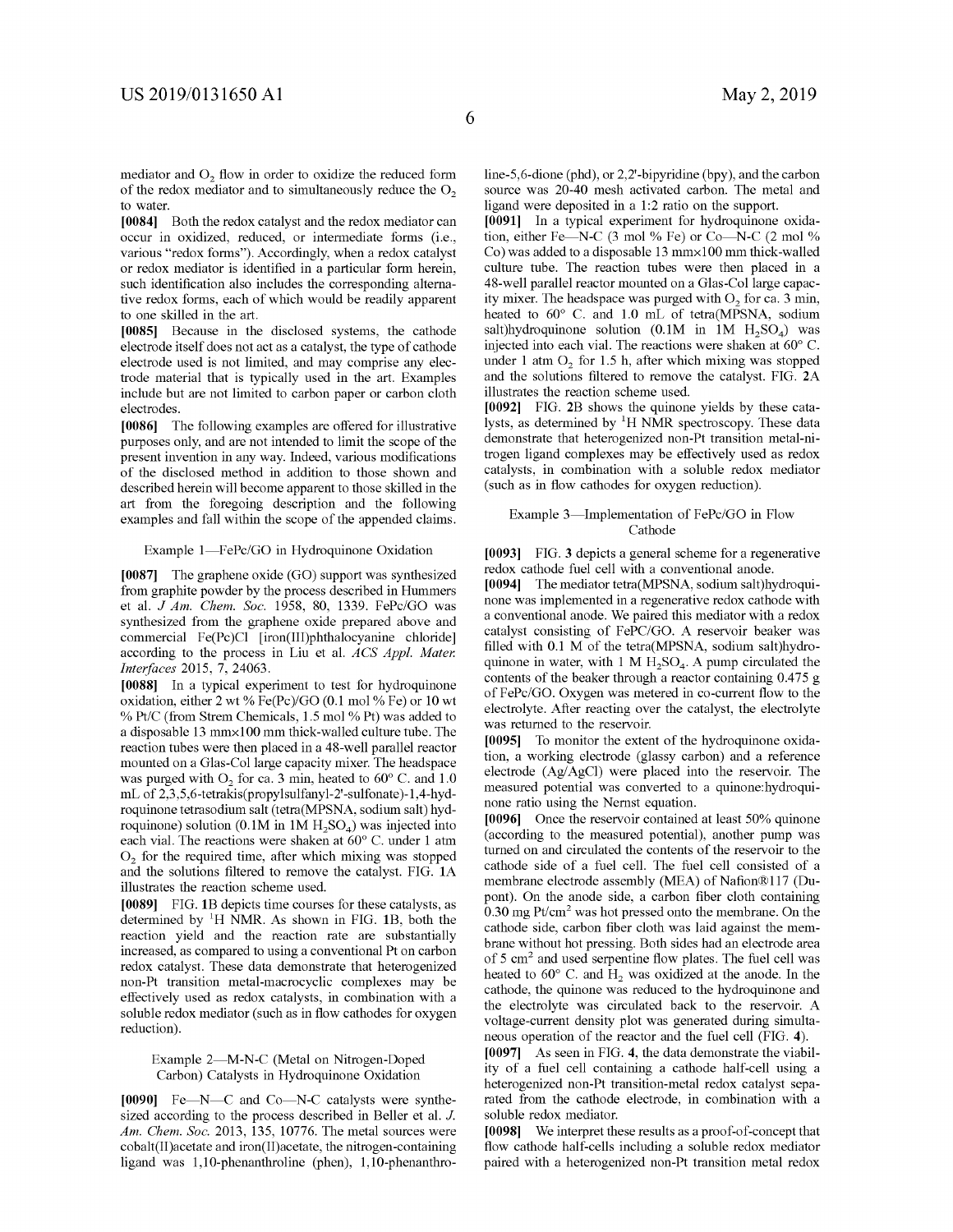mediator and $O_2$ flow in order to oxidize the reduced form of the redox mediator and to simultaneously reduce the $O_2$ to water.

**[0084]** Both the redox catalyst and the redox mediator can occur in oxidized, reduced, or intermediate forms (i.e., various "redox forms"). Accordingly, when a redox catalyst or redox mediator is identified in a particular form herein, such identification also includes the corresponding alternative redox forms, each of which would be readily apparent to one skilled in the art.

**[0085]** Because in the disclosed systems, the cathode electrode itself does not act as a catalyst, the type of cathode electrode used is not limited, and may comprise any electrode material that is typically used in the art. Examples include but are not limited to carbon paper or carbon cloth electrodes.

**[0086]** The following examples are offered for illustrative purposes only, and are not intended to limit the scope of the present invention in any way. Indeed, various modifications of the disclosed method in addition to those shown and described herein will become apparent to those skilled in the art from the foregoing description and the following examples and fall within the scope of the appended claims.

### Example 1—FePc/GO in Hydroquinone Oxidation

**[0087]** The graphene oxide (GO) support was synthesized from graphite powder by the process described in Hummers et al. *J Am. Chem. Soc.* 1958, 80, 1339. FePc/GO was synthesized from the graphene oxide prepared above and commercial Fe(Pc)Cl [iron(III)phthalocyanine chloride] according to the process in Liu et al. *ACS Appl. Mater. Interfaces* 2015, 7, 24063.

**[0088]** In a typical experiment to test for hydroquinone oxidation, either 2 wt % Fe(Pc)/GO (0.1 mol % Fe) or 10 wt % Pt/C (from Strem Chemicals, 1.5 mol % Pt) was added to a disposable 13 mm×100 mm thick-walled culture tube. The reaction tubes were then placed in a 48-well parallel reactor mounted on a Glas-Col large capacity mixer. The headspace was purged with $O_2$ for ca. 3 min, heated to 60° C. and 1.0 mL of 2,3,5,6-tetrakis(propylsulfanyl-2'-sulfonate)-1,4-hydroquinone tetrasodium salt (tetra(MPSNA, sodium salt) hydroquinone) solution (0.1M in 1M $H_2SO_4$) was injected into each vial. The reactions were shaken at 60° C. under 1 atm $O_2$ for the required time, after which mixing was stopped and the solutions filtered to remove the catalyst. FIG. 1A illustrates the reaction scheme used.

**[0089]** FIG. 1B depicts time courses for these catalysts, as determined by $^1H$ NMR. As shown in FIG. 1B, both the reaction yield and the reaction rate are substantially increased, as compared to using a conventional Pt on carbon redox catalyst. These data demonstrate that heterogenized non-Pt transition metal-macrocyclic complexes may be effectively used as redox catalysts, in combination with a soluble redox mediator (such as in flow cathodes for oxygen reduction).

### Example 2—M-N-C (Metal on Nitrogen-Doped Carbon) Catalysts in Hydroquinone Oxidation

**[0090]** Fe—N—C and Co—N-C catalysts were synthesized according to the process described in Beller et al. *J. Am. Chem. Soc.* 2013, 135, 10776. The metal sources were cobalt(II)acetate and iron(II)acetate, the nitrogen-containing ligand was 1,10-phenanthroline (phen), 1,10-phenanthroline-5,6-dione (phd), or 2,2'-bipyridine (bpy), and the carbon source was 20-40 mesh activated carbon. The metal and ligand were deposited in a 1:2 ratio on the support.

**[0091]** In a typical experiment for hydroquinone oxidation, either Fe—N-C (3 mol % Fe) or Co—N-C (2 mol % Co) was added to a disposable 13 mm×100 mm thick-walled culture tube. The reaction tubes were then placed in a 48-well parallel reactor mounted on a Glas-Col large capacity mixer. The headspace was purged with $O_2$ for ca. 3 min, heated to 60° C. and 1.0 mL of tetra(MPSNA, sodium salt)hydroquinone solution (0.1M in 1M $H_2SO_4$) was injected into each vial. The reactions were shaken at 60° C. under 1 atm $O_2$ for 1.5 h, after which mixing was stopped and the solutions filtered to remove the catalyst. FIG. 2A illustrates the reaction scheme used.

**[0092]** FIG. 2B shows the quinone yields by these catalysts, as determined by $^1H$ NMR spectroscopy. These data demonstrate that heterogenized non-Pt transition metal-nitrogen ligand complexes may be effectively used as redox catalysts, in combination with a soluble redox mediator (such as in flow cathodes for oxygen reduction).

### Example 3—Implementation of FePc/GO in Flow Cathode

**[0093]** FIG. 3 depicts a general scheme for a regenerative redox cathode fuel cell with a conventional anode.

**[0094]** The mediator tetra(MPSNA, sodium salt)hydroquinone was implemented in a regenerative redox cathode with a conventional anode. We paired this mediator with a redox catalyst consisting of FePC/GO. A reservoir beaker was filled with 0.1 M of the tetra(MPSNA, sodium salt)hydroquinone in water, with 1 M $H_2SO_4$. A pump circulated the contents of the beaker through a reactor containing 0.475 g of FePc/GO. Oxygen was metered in co-current flow to the electrolyte. After reacting over the catalyst, the electrolyte was returned to the reservoir.

**[0095]** To monitor the extent of the hydroquinone oxidation, a working electrode (glassy carbon) and a reference electrode (Ag/AgCl) were placed into the reservoir. The measured potential was converted to a quinone:hydroquinone ratio using the Nernst equation.

**[0096]** Once the reservoir contained at least 50% quinone (according to the measured potential), another pump was turned on and circulated the contents of the reservoir to the cathode side of a fuel cell. The fuel cell consisted of a membrane electrode assembly (MEA) of Nafion®117 (Dupont). On the anode side, a carbon fiber cloth containing 0.30 mg Pt/cm$^2$ was hot pressed onto the membrane. On the cathode side, carbon fiber cloth was laid against the membrane without hot pressing. Both sides had an electrode area of 5 cm$^2$ and used serpentine flow plates. The fuel cell was heated to 60° C. and $H_2$ was oxidized at the anode. In the cathode, the quinone was reduced to the hydroquinone and the electrolyte was circulated back to the reservoir. A voltage-current density plot was generated during simultaneous operation of the reactor and the fuel cell (FIG. 4).

**[0097]** As seen in FIG. 4, the data demonstrate the viability of a fuel cell containing a cathode half-cell using a heterogenized non-Pt transition-metal redox catalyst separated from the cathode electrode, in combination with a soluble redox mediator.

**[0098]** We interpret these results as a proof-of-concept that flow cathode half-cells including a soluble redox mediator paired with a heterogenized non-Pt transition metal redox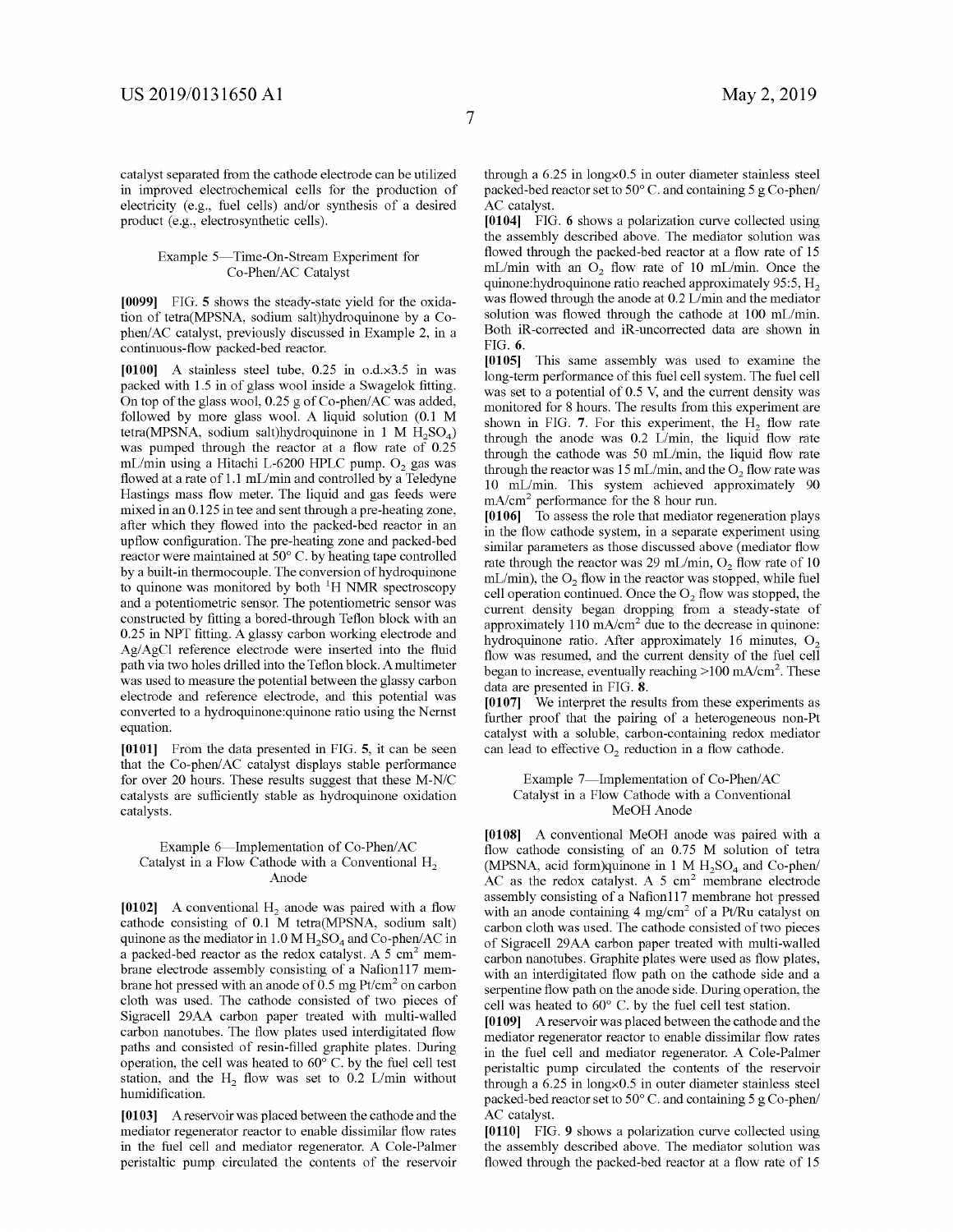catalyst separated from the cathode electrode can be utilized in improved electrochemical cells for the production of electricity (e.g., fuel cells) and/or synthesis of a desired product (e.g., electrosynthetic cells).

### Example 5—Time-On-Stream Experiment for Co-Phen/AC Catalyst

**[0099]** FIG. **5** shows the steady-state yield for the oxidation of tetra(MPSNA, sodium salt)hydroquinone by a Co-phen/AC catalyst, previously discussed in Example 2, in a continuous-flow packed-bed reactor.

**[0100]** A stainless steel tube, 0.25 in o.d.×3.5 in was packed with 1.5 in of glass wool inside a Swagelok fitting. On top of the glass wool, 0.25 g of Co-phen/AC was added, followed by more glass wool. A liquid solution (0.1 M tetra(MPSNA, sodium salt)hydroquinone in 1 M $H_2SO_4$) was pumped through the reactor at a flow rate of 0.25 mL/min using a Hitachi L-6200 HPLC pump. $O_2$ gas was flowed at a rate of 1.1 mL/min and controlled by a Teledyne Hastings mass flow meter. The liquid and gas feeds were mixed in an 0.125 in tee and sent through a pre-heating zone, after which they flowed into the packed-bed reactor in an upflow configuration. The pre-heating zone and packed-bed reactor were maintained at 50° C. by heating tape controlled by a built-in thermocouple. The conversion of hydroquinone to quinone was monitored by both $^1H$ NMR spectroscopy and a potentiometric sensor. The potentiometric sensor was constructed by fitting a bored-through Teflon block with an 0.25 in NPT fitting. A glassy carbon working electrode and Ag/AgCl reference electrode were inserted into the fluid path via two holes drilled into the Teflon block. A multimeter was used to measure the potential between the glassy carbon electrode and reference electrode, and this potential was converted to a hydroquinone:quinone ratio using the Nernst equation.

**[0101]** From the data presented in FIG. **5**, it can be seen that the Co-phen/AC catalyst displays stable performance for over 20 hours. These results suggest that these M-N/C catalysts are sufficiently stable as hydroquinone oxidation catalysts.

### Example 6—Implementation of Co-Phen/AC Catalyst in a Flow Cathode with a Conventional $H_2$ Anode

**[0102]** A conventional $H_2$ anode was paired with a flow cathode consisting of 0.1 M tetra(MPSNA, sodium salt) quinone as the mediator in 1.0 M $H_2SO_4$ and Co-phen/AC in a packed-bed reactor as the redox catalyst. A 5 $cm^2$ membrane electrode assembly consisting of a Nafion117 membrane hot pressed with an anode of 0.5 mg Pt/$cm^2$ on carbon cloth was used. The cathode consisted of two pieces of Sigracell 29AA carbon paper treated with multi-walled carbon nanotubes. The flow plates used interdigitated flow paths and consisted of resin-filled graphite plates. During operation, the cell was heated to 60° C. by the fuel cell test station, and the $H_2$ flow was set to 0.2 L/min without humidification.

**[0103]** A reservoir was placed between the cathode and the mediator regenerator reactor to enable dissimilar flow rates in the fuel cell and mediator regenerator. A Cole-Palmer peristaltic pump circulated the contents of the reservoir through a 6.25 in long×0.5 in outer diameter stainless steel packed-bed reactor set to 50° C. and containing 5 g Co-phen/AC catalyst.

**[0104]** FIG. **6** shows a polarization curve collected using the assembly described above. The mediator solution was flowed through the packed-bed reactor at a flow rate of 15 mL/min with an $O_2$ flow rate of 10 mL/min. Once the quinone:hydroquinone ratio reached approximately 95:5, $H_2$ was flowed through the anode at 0.2 L/min and the mediator solution was flowed through the cathode at 100 mL/min. Both iR-corrected and iR-uncorrected data are shown in FIG. **6**.

**[0105]** This same assembly was used to examine the long-term performance of this fuel cell system. The fuel cell was set to a potential of 0.5 V, and the current density was monitored for 8 hours. The results from this experiment are shown in FIG. **7**. For this experiment, the $H_2$ flow rate through the anode was 0.2 L/min, the liquid flow rate through the cathode was 50 mL/min, the liquid flow rate through the reactor was 15 mL/min, and the $O_2$ flow rate was 10 mL/min. This system achieved approximately 90 mA/$cm^2$ performance for the 8 hour run.

**[0106]** To assess the role that mediator regeneration plays in the flow cathode system, in a separate experiment using similar parameters as those discussed above (mediator flow rate through the reactor was 29 mL/min, $O_2$ flow rate of 10 mL/min), the $O_2$ flow in the reactor was stopped, while fuel cell operation continued. Once the $O_2$ flow was stopped, the current density began dropping from a steady-state of approximately 110 mA/$cm^2$ due to the decrease in quinone: hydroquinone ratio. After approximately 16 minutes, $O_2$ flow was resumed, and the current density of the fuel cell began to increase, eventually reaching >100 mA/$cm^2$. These data are presented in FIG. **8**.

**[0107]** We interpret the results from these experiments as further proof that the pairing of a heterogeneous non-Pt catalyst with a soluble, carbon-containing redox mediator can lead to effective $O_2$ reduction in a flow cathode.

### Example 7—Implementation of Co-Phen/AC Catalyst in a Flow Cathode with a Conventional MeOH Anode

**[0108]** A conventional MeOH anode was paired with a flow cathode consisting of an 0.75 M solution of tetra (MPSNA, acid form)quinone in 1 M $H_2SO_4$ and Co-phen/AC as the redox catalyst. A 5 $cm^2$ membrane electrode assembly consisting of a Nafion117 membrane hot pressed with an anode containing 4 mg/$cm^2$ of a Pt/Ru catalyst on carbon cloth was used. The cathode consisted of two pieces of Sigracell 29AA carbon paper treated with multi-walled carbon nanotubes. Graphite plates were used as flow plates, with an interdigitated flow path on the cathode side and a serpentine flow path on the anode side. During operation, the cell was heated to 60° C. by the fuel cell test station.

**[0109]** A reservoir was placed between the cathode and the mediator regenerator reactor to enable dissimilar flow rates in the fuel cell and mediator regenerator. A Cole-Palmer peristaltic pump circulated the contents of the reservoir through a 6.25 in long×0.5 in outer diameter stainless steel packed-bed reactor set to 50° C. and containing 5 g Co-phen/AC catalyst.

**[0110]** FIG. **9** shows a polarization curve collected using the assembly described above. The mediator solution was flowed through the packed-bed reactor at a flow rate of 15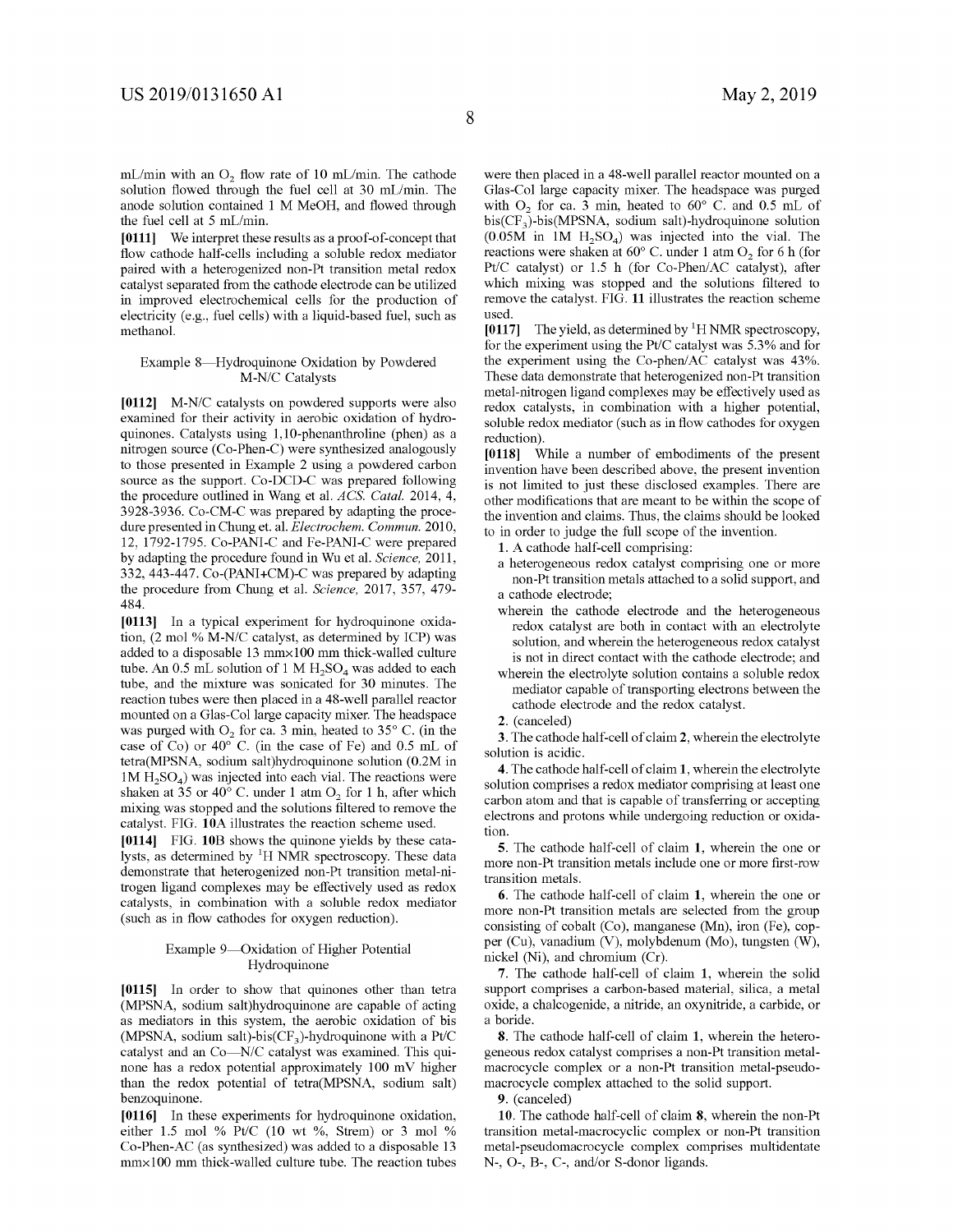mL/min with an $O_2$ flow rate of 10 mL/min. The cathode solution flowed through the fuel cell at 30 mL/min. The anode solution contained 1 M MeOH, and flowed through the fuel cell at 5 mL/min.

**[0111]** We interpret these results as a proof-of-concept that flow cathode half-cells including a soluble redox mediator paired with a heterogenized non-Pt transition metal redox catalyst separated from the cathode electrode can be utilized in improved electrochemical cells for the production of electricity (e.g., fuel cells) with a liquid-based fuel, such as methanol.

### Example 8—Hydroquinone Oxidation by Powdered M-N/C Catalysts

**[0112]** M-N/C catalysts on powdered supports were also examined for their activity in aerobic oxidation of hydroquinones. Catalysts using 1,10-phenanthroline (phen) as a nitrogen source (Co-Phen-C) were synthesized analogously to those presented in Example 2 using a powdered carbon source as the support. Co-DCD-C was prepared following the procedure outlined in Wang et al. *ACS. Catal.* 2014, 4, 3928-3936. Co-CM-C was prepared by adapting the procedure presented in Chung et. al. *Electrochem. Commun.* 2010, 12, 1792-1795. Co-PANI-C and Fe-PANI-C were prepared by adapting the procedure found in Wu et al. *Science,* 2011, 332, 443-447. Co-(PANI+CM)-C was prepared by adapting the procedure from Chung et al. *Science,* 2017, 357, 479-484.

**[0113]** In a typical experiment for hydroquinone oxidation, (2 mol % M-N/C catalyst, as determined by ICP) was added to a disposable 13 mm×100 mm thick-walled culture tube. An 0.5 mL solution of 1 M $H_2SO_4$ was added to each tube, and the mixture was sonicated for 30 minutes. The reaction tubes were then placed in a 48-well parallel reactor mounted on a Glas-Col large capacity mixer. The headspace was purged with $O_2$ for ca. 3 min, heated to 35° C. (in the case of Co) or 40° C. (in the case of Fe) and 0.5 mL of tetra(MPSNA, sodium salt)hydroquinone solution (0.2M in 1M $H_2SO_4$) was injected into each vial. The reactions were shaken at 35 or 40° C. under 1 atm $O_2$ for 1 h, after which mixing was stopped and the solutions filtered to remove the catalyst. FIG. **10**A illustrates the reaction scheme used.

**[0114]** FIG. **10**B shows the quinone yields by these catalysts, as determined by $^1H$ NMR spectroscopy. These data demonstrate that heterogenized non-Pt transition metal-nitrogen ligand complexes may be effectively used as redox catalysts, in combination with a soluble redox mediator (such as in flow cathodes for oxygen reduction).

### Example 9—Oxidation of Higher Potential Hydroquinone

**[0115]** In order to show that quinones other than tetra (MPSNA, sodium salt)hydroquinone are capable of acting as mediators in this system, the aerobic oxidation of bis (MPSNA, sodium salt)-bis($CF_3$)-hydroquinone with a Pt/C catalyst and an Co—N/C catalyst was examined. This quinone has a redox potential approximately 100 mV higher than the redox potential of tetra(MPSNA, sodium salt) benzoquinone.

**[0116]** In these experiments for hydroquinone oxidation, either 1.5 mol % Pt/C (10 wt %, Strem) or 3 mol % Co-Phen-AC (as synthesized) was added to a disposable 13 mm×100 mm thick-walled culture tube. The reaction tubes were then placed in a 48-well parallel reactor mounted on a Glas-Col large capacity mixer. The headspace was purged with $O_2$ for ca. 3 min, heated to 60° C. and 0.5 mL of bis($CF_3$)-bis(MPSNA, sodium salt)-hydroquinone solution (0.05M in 1M $H_2SO_4$) was injected into the vial. The reactions were shaken at 60° C. under 1 atm $O_2$ for 6 h (for Pt/C catalyst) or 1.5 h (for Co-Phen/AC catalyst), after which mixing was stopped and the solutions filtered to remove the catalyst. FIG. **11** illustrates the reaction scheme used.

**[0117]** The yield, as determined by $^1H$ NMR spectroscopy, for the experiment using the Pt/C catalyst was 5.3% and for the experiment using the Co-phen/AC catalyst was 43%. These data demonstrate that heterogenized non-Pt transition metal-nitrogen ligand complexes may be effectively used as redox catalysts, in combination with a higher potential, soluble redox mediator (such as in flow cathodes for oxygen reduction).

**[0118]** While a number of embodiments of the present invention have been described above, the present invention is not limited to just these disclosed examples. There are other modifications that are meant to be within the scope of the invention and claims. Thus, the claims should be looked to in order to judge the full scope of the invention.

**1**. A cathode half-cell comprising:

a heterogeneous redox catalyst comprising one or more non-Pt transition metals attached to a solid support, and

a cathode electrode;

wherein the cathode electrode and the heterogeneous redox catalyst are both in contact with an electrolyte solution, and wherein the heterogeneous redox catalyst is not in direct contact with the cathode electrode; and

wherein the electrolyte solution contains a soluble redox mediator capable of transporting electrons between the cathode electrode and the redox catalyst.

**2**. (canceled)

**3**. The cathode half-cell of claim **2**, wherein the electrolyte solution is acidic.

**4**. The cathode half-cell of claim **1**, wherein the electrolyte solution comprises a redox mediator comprising at least one carbon atom and that is capable of transferring or accepting electrons and protons while undergoing reduction or oxidation.

**5**. The cathode half-cell of claim **1**, wherein the one or more non-Pt transition metals include one or more first-row transition metals.

**6**. The cathode half-cell of claim **1**, wherein the one or more non-Pt transition metals are selected from the group consisting of cobalt (Co), manganese (Mn), iron (Fe), copper (Cu), vanadium (V), molybdenum (Mo), tungsten (W), nickel (Ni), and chromium (Cr).

**7**. The cathode half-cell of claim **1**, wherein the solid support comprises a carbon-based material, silica, a metal oxide, a chalcogenide, a nitride, an oxynitride, a carbide, or a boride.

**8**. The cathode half-cell of claim **1**, wherein the heterogeneous redox catalyst comprises a non-Pt transition metal-macrocycle complex or a non-Pt transition metal-pseudo-macrocycle complex attached to the solid support.

**9**. (canceled)

**10**. The cathode half-cell of claim **8**, wherein the non-Pt transition metal-macrocyclic complex or non-Pt transition metal-pseudomacrocycle complex comprises multidentate N-, O-, B-, C-, and/or S-donor ligands.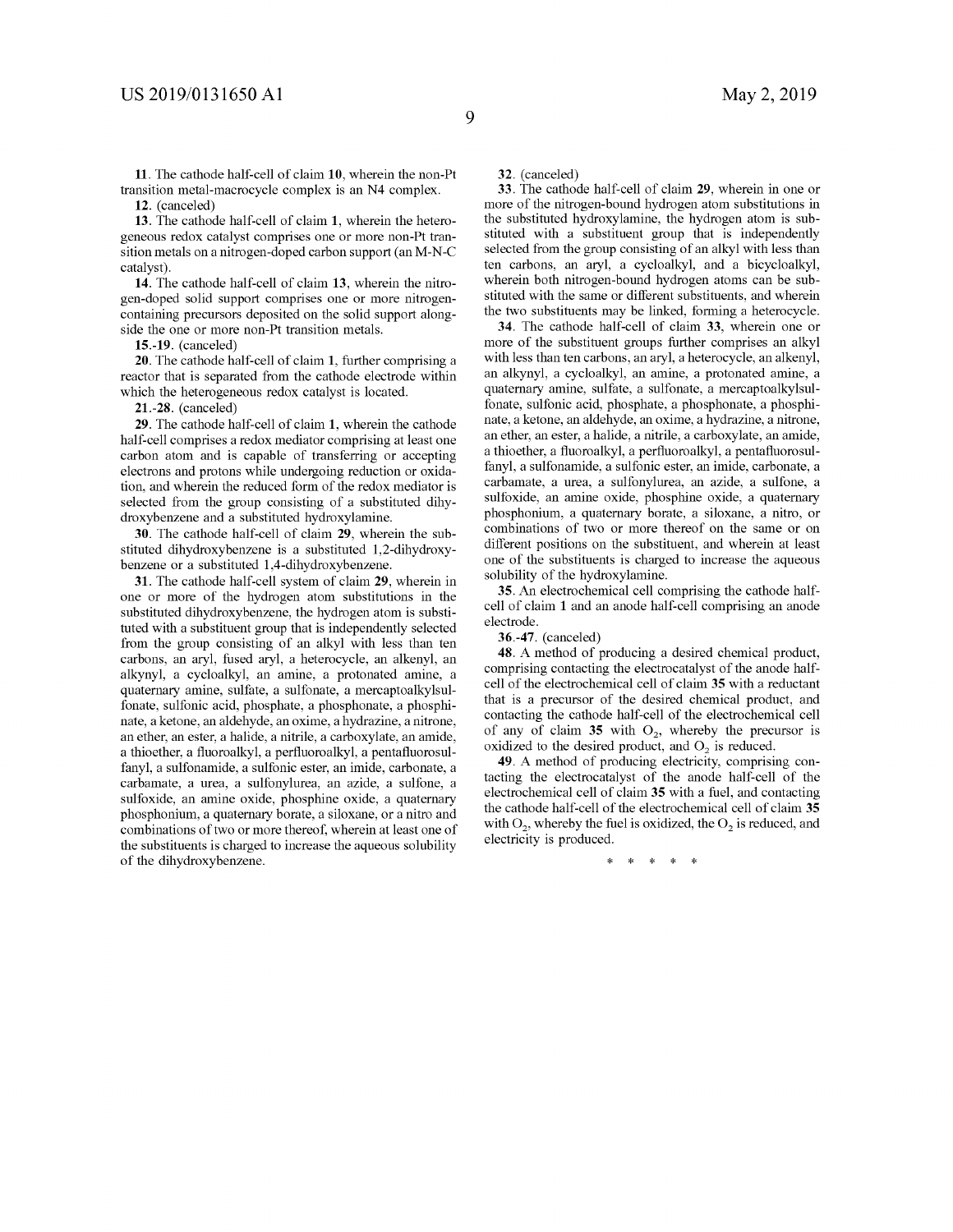**11**. The cathode half-cell of claim **10**, wherein the non-Pt transition metal-macrocycle complex is an N4 complex.

**12**. (canceled)

**13**. The cathode half-cell of claim **1**, wherein the heterogeneous redox catalyst comprises one or more non-Pt transition metals on a nitrogen-doped carbon support (an M-N-C catalyst).

**14**. The cathode half-cell of claim **13**, wherein the nitrogen-doped solid support comprises one or more nitrogen-containing precursors deposited on the solid support alongside the one or more non-Pt transition metals.

**15**.-**19**. (canceled)

**20**. The cathode half-cell of claim **1**, further comprising a reactor that is separated from the cathode electrode within which the heterogeneous redox catalyst is located.

**21**.-**28**. (canceled)

**29**. The cathode half-cell of claim **1**, wherein the cathode half-cell comprises a redox mediator comprising at least one carbon atom and is capable of transferring or accepting electrons and protons while undergoing reduction or oxidation, and wherein the reduced form of the redox mediator is selected from the group consisting of a substituted dihydroxybenzene and a substituted hydroxylamine.

**30**. The cathode half-cell of claim **29**, wherein the substituted dihydroxybenzene is a substituted 1,2-dihydroxybenzene or a substituted 1,4-dihydroxybenzene.

**31**. The cathode half-cell system of claim **29**, wherein in one or more of the hydrogen atom substitutions in the substituted dihydroxybenzene, the hydrogen atom is substituted with a substituent group that is independently selected from the group consisting of an alkyl with less than ten carbons, an aryl, fused aryl, a heterocycle, an alkenyl, an alkynyl, a cycloalkyl, an amine, a protonated amine, a quaternary amine, sulfate, a sulfonate, a mercaptoalkylsulfonate, sulfonic acid, phosphate, a phosphonate, a phosphinate, a ketone, an aldehyde, an oxime, a hydrazine, a nitrone, an ether, an ester, a halide, a nitrile, a carboxylate, an amide, a thioether, a fluoroalkyl, a perfluoroalkyl, a pentafluorosulfanyl, a sulfonamide, a sulfonic ester, an imide, carbonate, a carbamate, a urea, a sulfonylurea, an azide, a sulfone, a sulfoxide, an amine oxide, phosphine oxide, a quaternary phosphonium, a quaternary borate, a siloxane, or a nitro and combinations of two or more thereof, wherein at least one of the substituents is charged to increase the aqueous solubility of the dihydroxybenzene.

**32**. (canceled)

**33**. The cathode half-cell of claim **29**, wherein in one or more of the nitrogen-bound hydrogen atom substitutions in the substituted hydroxylamine, the hydrogen atom is substituted with a substituent group that is independently selected from the group consisting of an alkyl with less than ten carbons, an aryl, a cycloalkyl, and a bicycloalkyl, wherein both nitrogen-bound hydrogen atoms can be substituted with the same or different substituents, and wherein the two substituents may be linked, forming a heterocycle.

**34**. The cathode half-cell of claim **33**, wherein one or more of the substituent groups further comprises an alkyl with less than ten carbons, an aryl, a heterocycle, an alkenyl, an alkynyl, a cycloalkyl, an amine, a protonated amine, a quaternary amine, sulfate, a sulfonate, a mercaptoalkylsulfonate, sulfonic acid, phosphate, a phosphonate, a phosphinate, a ketone, an aldehyde, an oxime, a hydrazine, a nitrone, an ether, an ester, a halide, a nitrile, a carboxylate, an amide, a thioether, a fluoroalkyl, a perfluoroalkyl, a pentafluorosulfanyl, a sulfonamide, a sulfonic ester, an imide, carbonate, a carbamate, a urea, a sulfonylurea, an azide, a sulfone, a sulfoxide, an amine oxide, phosphine oxide, a quaternary phosphonium, a quaternary borate, a siloxane, a nitro, or combinations of two or more thereof on the same or on different positions on the substituent, and wherein at least one of the substituents is charged to increase the aqueous solubility of the hydroxylamine.

**35**. An electrochemical cell comprising the cathode half-cell of claim **1** and an anode half-cell comprising an anode electrode.

**36**.-**47**. (canceled)

**48**. A method of producing a desired chemical product, comprising contacting the electrocatalyst of the anode half-cell of the electrochemical cell of claim **35** with a reductant that is a precursor of the desired chemical product, and contacting the cathode half-cell of the electrochemical cell of any of claim **35** with $O_2$, whereby the precursor is oxidized to the desired product, and $O_2$ is reduced.

**49**. A method of producing electricity, comprising contacting the electrocatalyst of the anode half-cell of the electrochemical cell of claim **35** with a fuel, and contacting the cathode half-cell of the electrochemical cell of claim **35** with $O_2$, whereby the fuel is oxidized, the $O_2$ is reduced, and electricity is produced.

* * * * *